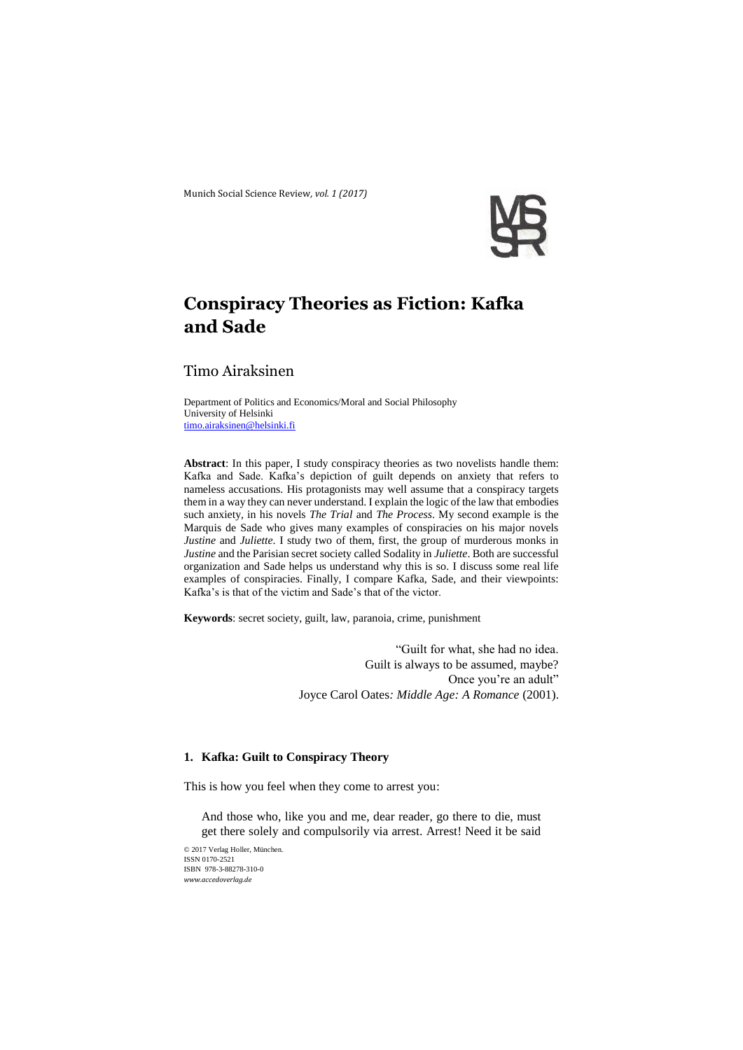# Conspiracy Theories as Fiction: Kafka and Sade

Timo Airaksinen

Department of Politics and Economics/Moral and Social Philosophy
University of Helsinki
timo.airaksinen@helsinki.fi

**Abstract**: In this paper, I study conspiracy theories as two novelists handle them: Kafka and Sade. Kafka's depiction of guilt depends on anxiety that refers to nameless accusations. His protagonists may well assume that a conspiracy targets them in a way they can never understand. I explain the logic of the law that embodies such anxiety, in his novels *The Trial* and *The Process*. My second example is the Marquis de Sade who gives many examples of conspiracies on his major novels *Justine* and *Juliette*. I study two of them, first, the group of murderous monks in *Justine* and the Parisian secret society called Sodality in *Juliette*. Both are successful organization and Sade helps us understand why this is so. I discuss some real life examples of conspiracies. Finally, I compare Kafka, Sade, and their viewpoints: Kafka's is that of the victim and Sade's that of the victor.

**Keywords**: secret society, guilt, law, paranoia, crime, punishment

> "Guilt for what, she had no idea.
> Guilt is always to be assumed, maybe?
> Once you're an adult"
> Joyce Carol Oates*: Middle Age: A Romance* (2001).

## 1. Kafka: Guilt to Conspiracy Theory

This is how you feel when they come to arrest you:

> And those who, like you and me, dear reader, go there to die, must get there solely and compulsorily via arrest. Arrest! Need it be said

© 2017 Verlag Holler, München.
ISSN 0170-2521
ISBN 978-3-88278-310-0
*www.accedoverlag.de*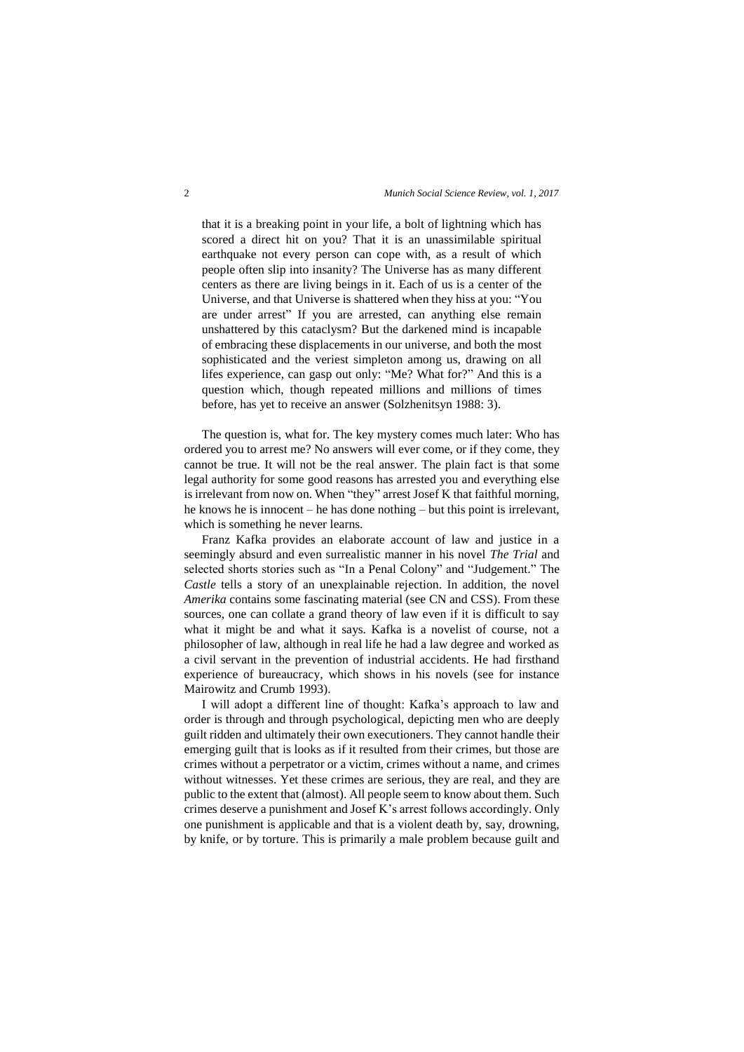> that it is a breaking point in your life, a bolt of lightning which has scored a direct hit on you? That it is an unassimilable spiritual earthquake not every person can cope with, as a result of which people often slip into insanity? The Universe has as many different centers as there are living beings in it. Each of us is a center of the Universe, and that Universe is shattered when they hiss at you: "You are under arrest" If you are arrested, can anything else remain unshattered by this cataclysm? But the darkened mind is incapable of embracing these displacements in our universe, and both the most sophisticated and the veriest simpleton among us, drawing on all lifes experience, can gasp out only: "Me? What for?" And this is a question which, though repeated millions and millions of times before, has yet to receive an answer (Solzhenitsyn 1988: 3).

The question is, what for. The key mystery comes much later: Who has ordered you to arrest me? No answers will ever come, or if they come, they cannot be true. It will not be the real answer. The plain fact is that some legal authority for some good reasons has arrested you and everything else is irrelevant from now on. When "they" arrest Josef K that faithful morning, he knows he is innocent – he has done nothing – but this point is irrelevant, which is something he never learns.

Franz Kafka provides an elaborate account of law and justice in a seemingly absurd and even surrealistic manner in his novel *The Trial* and selected shorts stories such as "In a Penal Colony" and "Judgement." The *Castle* tells a story of an unexplainable rejection. In addition, the novel *Amerika* contains some fascinating material (see CN and CSS). From these sources, one can collate a grand theory of law even if it is difficult to say what it might be and what it says. Kafka is a novelist of course, not a philosopher of law, although in real life he had a law degree and worked as a civil servant in the prevention of industrial accidents. He had firsthand experience of bureaucracy, which shows in his novels (see for instance Mairowitz and Crumb 1993).

I will adopt a different line of thought: Kafka's approach to law and order is through and through psychological, depicting men who are deeply guilt ridden and ultimately their own executioners. They cannot handle their emerging guilt that is looks as if it resulted from their crimes, but those are crimes without a perpetrator or a victim, crimes without a name, and crimes without witnesses. Yet these crimes are serious, they are real, and they are public to the extent that (almost). All people seem to know about them. Such crimes deserve a punishment and Josef K's arrest follows accordingly. Only one punishment is applicable and that is a violent death by, say, drowning, by knife, or by torture. This is primarily a male problem because guilt and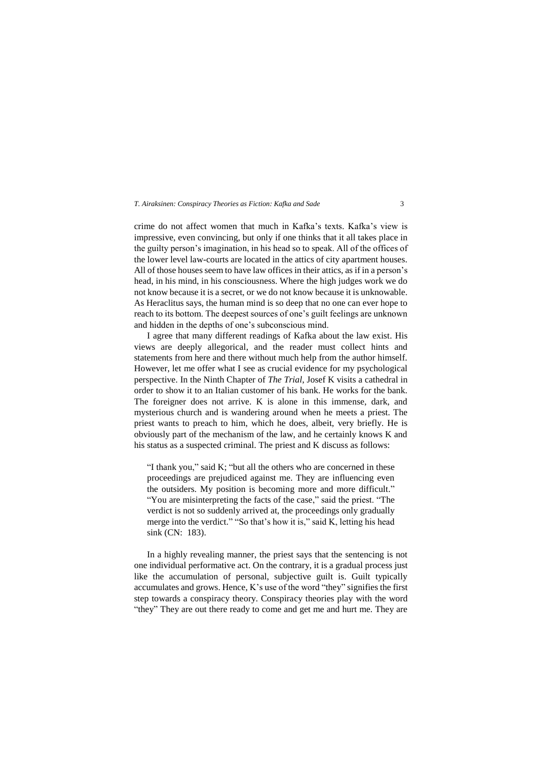crime do not affect women that much in Kafka's texts. Kafka's view is impressive, even convincing, but only if one thinks that it all takes place in the guilty person's imagination, in his head so to speak. All of the offices of the lower level law-courts are located in the attics of city apartment houses. All of those houses seem to have law offices in their attics, as if in a person's head, in his mind, in his consciousness. Where the high judges work we do not know because it is a secret, or we do not know because it is unknowable. As Heraclitus says, the human mind is so deep that no one can ever hope to reach to its bottom. The deepest sources of one's guilt feelings are unknown and hidden in the depths of one's subconscious mind.

I agree that many different readings of Kafka about the law exist. His views are deeply allegorical, and the reader must collect hints and statements from here and there without much help from the author himself. However, let me offer what I see as crucial evidence for my psychological perspective. In the Ninth Chapter of *The Trial*, Josef K visits a cathedral in order to show it to an Italian customer of his bank. He works for the bank. The foreigner does not arrive. K is alone in this immense, dark, and mysterious church and is wandering around when he meets a priest. The priest wants to preach to him, which he does, albeit, very briefly. He is obviously part of the mechanism of the law, and he certainly knows K and his status as a suspected criminal. The priest and K discuss as follows:

> "I thank you," said K; "but all the others who are concerned in these proceedings are prejudiced against me. They are influencing even the outsiders. My position is becoming more and more difficult." "You are misinterpreting the facts of the case," said the priest. "The verdict is not so suddenly arrived at, the proceedings only gradually merge into the verdict." "So that's how it is," said K, letting his head sink (CN: 183).

In a highly revealing manner, the priest says that the sentencing is not one individual performative act. On the contrary, it is a gradual process just like the accumulation of personal, subjective guilt is. Guilt typically accumulates and grows. Hence, K's use of the word "they" signifies the first step towards a conspiracy theory. Conspiracy theories play with the word "they" They are out there ready to come and get me and hurt me. They are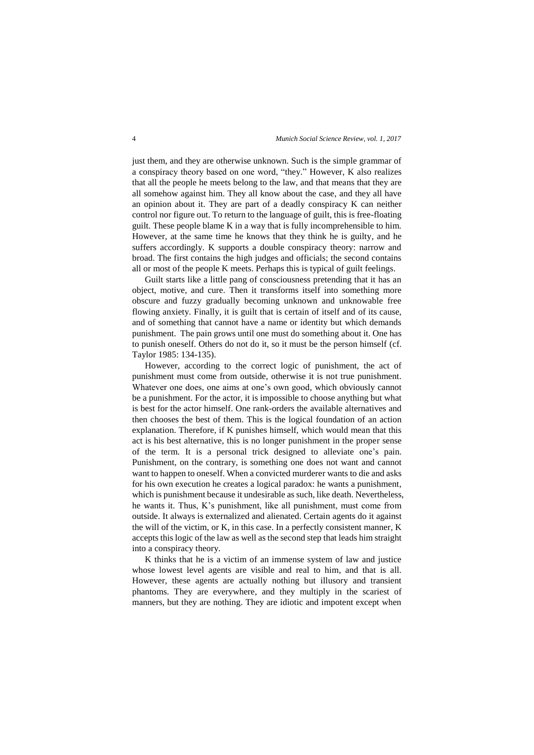just them, and they are otherwise unknown. Such is the simple grammar of a conspiracy theory based on one word, "they." However, K also realizes that all the people he meets belong to the law, and that means that they are all somehow against him. They all know about the case, and they all have an opinion about it. They are part of a deadly conspiracy K can neither control nor figure out. To return to the language of guilt, this is free-floating guilt. These people blame K in a way that is fully incomprehensible to him. However, at the same time he knows that they think he is guilty, and he suffers accordingly. K supports a double conspiracy theory: narrow and broad. The first contains the high judges and officials; the second contains all or most of the people K meets. Perhaps this is typical of guilt feelings.

Guilt starts like a little pang of consciousness pretending that it has an object, motive, and cure. Then it transforms itself into something more obscure and fuzzy gradually becoming unknown and unknowable free flowing anxiety. Finally, it is guilt that is certain of itself and of its cause, and of something that cannot have a name or identity but which demands punishment. The pain grows until one must do something about it. One has to punish oneself. Others do not do it, so it must be the person himself (cf. Taylor 1985: 134-135).

However, according to the correct logic of punishment, the act of punishment must come from outside, otherwise it is not true punishment. Whatever one does, one aims at one's own good, which obviously cannot be a punishment. For the actor, it is impossible to choose anything but what is best for the actor himself. One rank-orders the available alternatives and then chooses the best of them. This is the logical foundation of an action explanation. Therefore, if K punishes himself, which would mean that this act is his best alternative, this is no longer punishment in the proper sense of the term. It is a personal trick designed to alleviate one's pain. Punishment, on the contrary, is something one does not want and cannot want to happen to oneself. When a convicted murderer wants to die and asks for his own execution he creates a logical paradox: he wants a punishment, which is punishment because it undesirable as such, like death. Nevertheless, he wants it. Thus, K's punishment, like all punishment, must come from outside. It always is externalized and alienated. Certain agents do it against the will of the victim, or K, in this case. In a perfectly consistent manner, K accepts this logic of the law as well as the second step that leads him straight into a conspiracy theory.

K thinks that he is a victim of an immense system of law and justice whose lowest level agents are visible and real to him, and that is all. However, these agents are actually nothing but illusory and transient phantoms. They are everywhere, and they multiply in the scariest of manners, but they are nothing. They are idiotic and impotent except when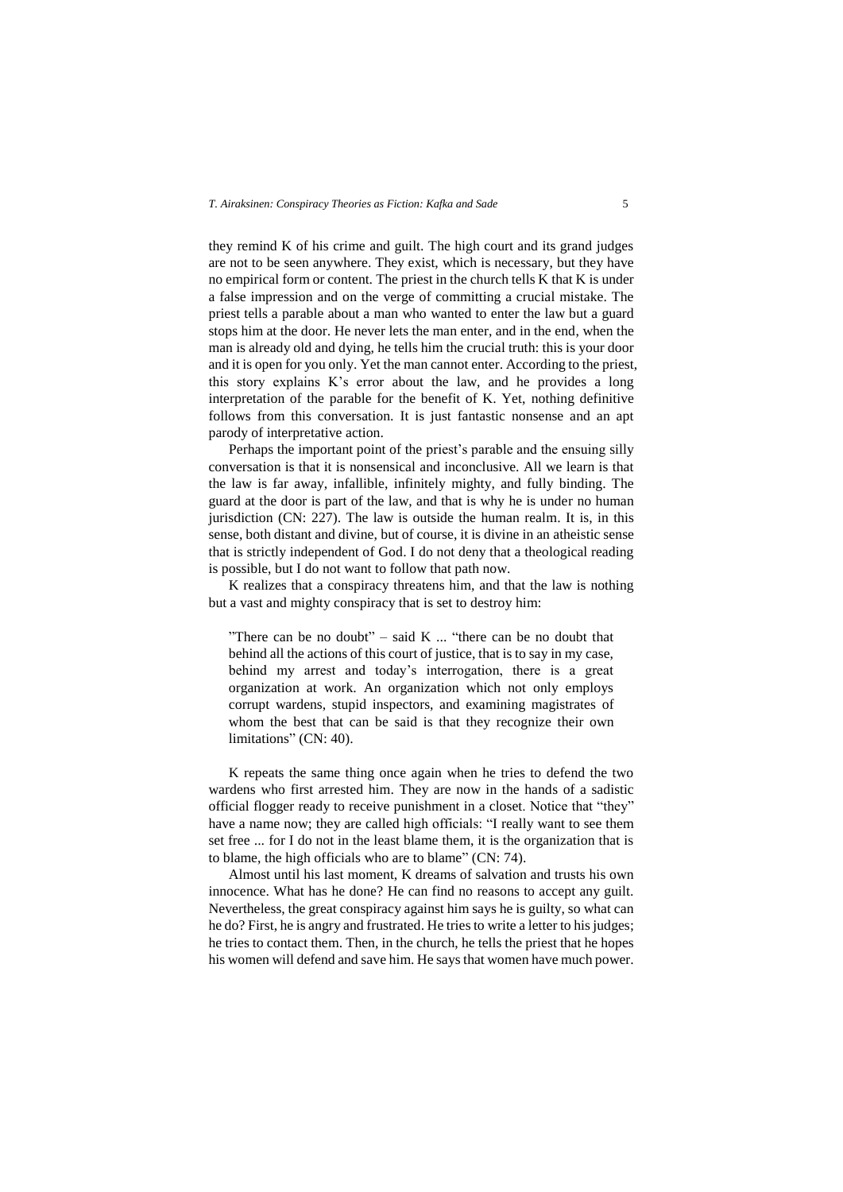they remind K of his crime and guilt. The high court and its grand judges are not to be seen anywhere. They exist, which is necessary, but they have no empirical form or content. The priest in the church tells K that K is under a false impression and on the verge of committing a crucial mistake. The priest tells a parable about a man who wanted to enter the law but a guard stops him at the door. He never lets the man enter, and in the end, when the man is already old and dying, he tells him the crucial truth: this is your door and it is open for you only. Yet the man cannot enter. According to the priest, this story explains K's error about the law, and he provides a long interpretation of the parable for the benefit of K. Yet, nothing definitive follows from this conversation. It is just fantastic nonsense and an apt parody of interpretative action.

Perhaps the important point of the priest's parable and the ensuing silly conversation is that it is nonsensical and inconclusive. All we learn is that the law is far away, infallible, infinitely mighty, and fully binding. The guard at the door is part of the law, and that is why he is under no human jurisdiction (CN: 227). The law is outside the human realm. It is, in this sense, both distant and divine, but of course, it is divine in an atheistic sense that is strictly independent of God. I do not deny that a theological reading is possible, but I do not want to follow that path now.

K realizes that a conspiracy threatens him, and that the law is nothing but a vast and mighty conspiracy that is set to destroy him:

> "There can be no doubt" – said K ... "there can be no doubt that behind all the actions of this court of justice, that is to say in my case, behind my arrest and today's interrogation, there is a great organization at work. An organization which not only employs corrupt wardens, stupid inspectors, and examining magistrates of whom the best that can be said is that they recognize their own limitations" (CN: 40).

K repeats the same thing once again when he tries to defend the two wardens who first arrested him. They are now in the hands of a sadistic official flogger ready to receive punishment in a closet. Notice that "they" have a name now; they are called high officials: "I really want to see them set free ... for I do not in the least blame them, it is the organization that is to blame, the high officials who are to blame" (CN: 74).

Almost until his last moment, K dreams of salvation and trusts his own innocence. What has he done? He can find no reasons to accept any guilt. Nevertheless, the great conspiracy against him says he is guilty, so what can he do? First, he is angry and frustrated. He tries to write a letter to his judges; he tries to contact them. Then, in the church, he tells the priest that he hopes his women will defend and save him. He says that women have much power.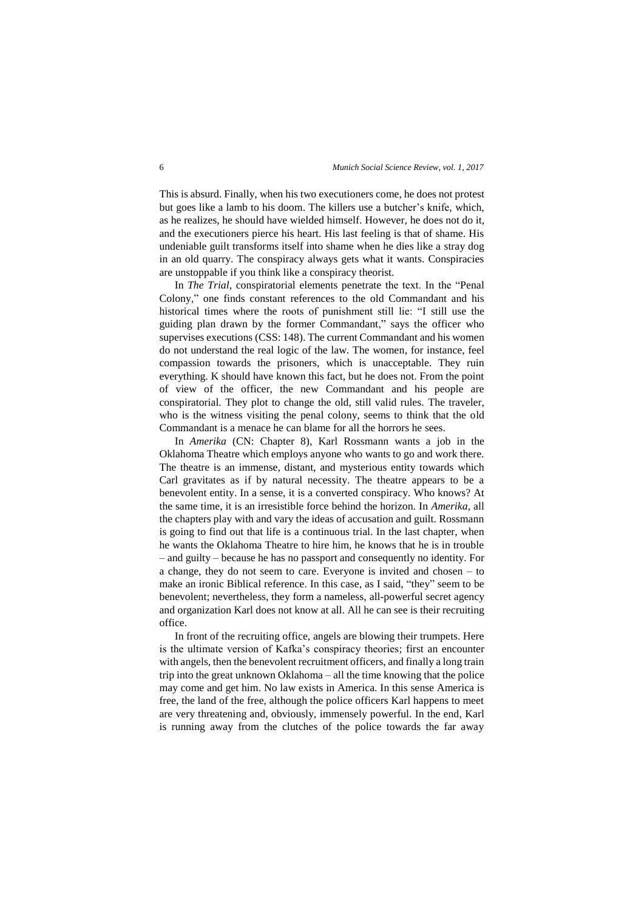This is absurd. Finally, when his two executioners come, he does not protest but goes like a lamb to his doom. The killers use a butcher's knife, which, as he realizes, he should have wielded himself. However, he does not do it, and the executioners pierce his heart. His last feeling is that of shame. His undeniable guilt transforms itself into shame when he dies like a stray dog in an old quarry. The conspiracy always gets what it wants. Conspiracies are unstoppable if you think like a conspiracy theorist.

In *The Trial*, conspiratorial elements penetrate the text. In the "Penal Colony," one finds constant references to the old Commandant and his historical times where the roots of punishment still lie: "I still use the guiding plan drawn by the former Commandant," says the officer who supervises executions (CSS: 148). The current Commandant and his women do not understand the real logic of the law. The women, for instance, feel compassion towards the prisoners, which is unacceptable. They ruin everything. K should have known this fact, but he does not. From the point of view of the officer, the new Commandant and his people are conspiratorial. They plot to change the old, still valid rules. The traveler, who is the witness visiting the penal colony, seems to think that the old Commandant is a menace he can blame for all the horrors he sees.

In *Amerika* (CN: Chapter 8), Karl Rossmann wants a job in the Oklahoma Theatre which employs anyone who wants to go and work there. The theatre is an immense, distant, and mysterious entity towards which Carl gravitates as if by natural necessity. The theatre appears to be a benevolent entity. In a sense, it is a converted conspiracy. Who knows? At the same time, it is an irresistible force behind the horizon. In *Amerika,* all the chapters play with and vary the ideas of accusation and guilt. Rossmann is going to find out that life is a continuous trial. In the last chapter, when he wants the Oklahoma Theatre to hire him, he knows that he is in trouble – and guilty – because he has no passport and consequently no identity. For a change, they do not seem to care. Everyone is invited and chosen – to make an ironic Biblical reference. In this case, as I said, "they" seem to be benevolent; nevertheless, they form a nameless, all-powerful secret agency and organization Karl does not know at all. All he can see is their recruiting office.

In front of the recruiting office, angels are blowing their trumpets. Here is the ultimate version of Kafka's conspiracy theories; first an encounter with angels, then the benevolent recruitment officers, and finally a long train trip into the great unknown Oklahoma – all the time knowing that the police may come and get him. No law exists in America. In this sense America is free, the land of the free, although the police officers Karl happens to meet are very threatening and, obviously, immensely powerful. In the end, Karl is running away from the clutches of the police towards the far away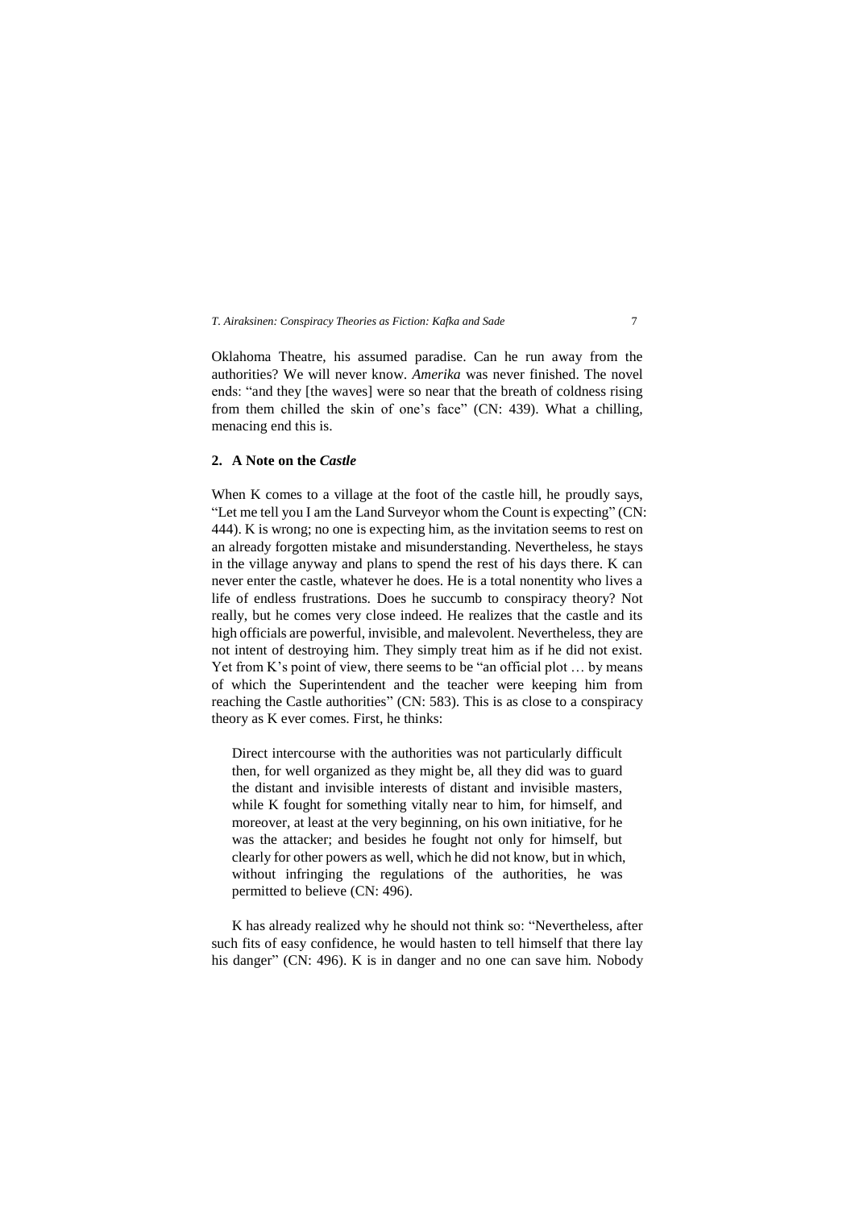Oklahoma Theatre, his assumed paradise. Can he run away from the authorities? We will never know. *Amerika* was never finished. The novel ends: "and they [the waves] were so near that the breath of coldness rising from them chilled the skin of one's face" (CN: 439). What a chilling, menacing end this is.

## 2. A Note on the *Castle*

When K comes to a village at the foot of the castle hill, he proudly says, "Let me tell you I am the Land Surveyor whom the Count is expecting" (CN: 444). K is wrong; no one is expecting him, as the invitation seems to rest on an already forgotten mistake and misunderstanding. Nevertheless, he stays in the village anyway and plans to spend the rest of his days there. K can never enter the castle, whatever he does. He is a total nonentity who lives a life of endless frustrations. Does he succumb to conspiracy theory? Not really, but he comes very close indeed. He realizes that the castle and its high officials are powerful, invisible, and malevolent. Nevertheless, they are not intent of destroying him. They simply treat him as if he did not exist. Yet from K's point of view, there seems to be "an official plot … by means of which the Superintendent and the teacher were keeping him from reaching the Castle authorities" (CN: 583). This is as close to a conspiracy theory as K ever comes. First, he thinks:

> Direct intercourse with the authorities was not particularly difficult then, for well organized as they might be, all they did was to guard the distant and invisible interests of distant and invisible masters, while K fought for something vitally near to him, for himself, and moreover, at least at the very beginning, on his own initiative, for he was the attacker; and besides he fought not only for himself, but clearly for other powers as well, which he did not know, but in which, without infringing the regulations of the authorities, he was permitted to believe (CN: 496).

K has already realized why he should not think so: "Nevertheless, after such fits of easy confidence, he would hasten to tell himself that there lay his danger" (CN: 496). K is in danger and no one can save him. Nobody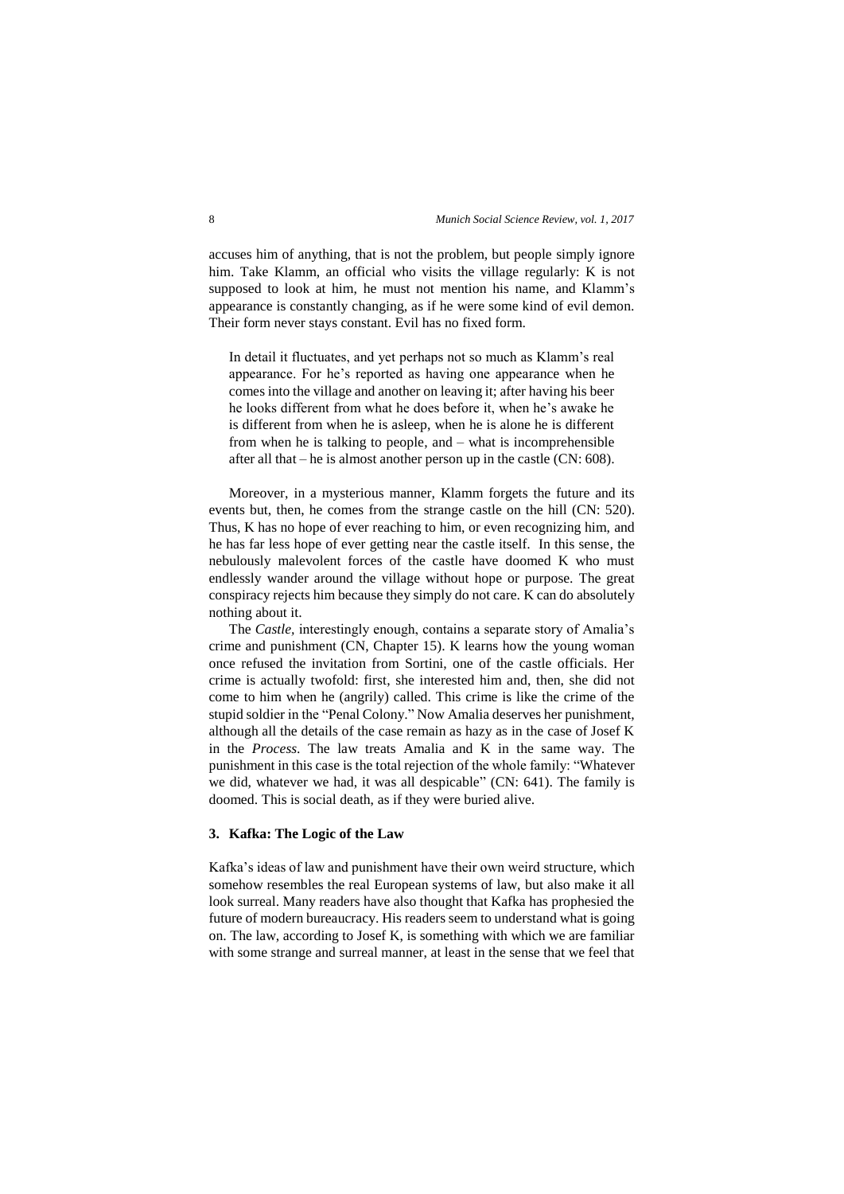accuses him of anything, that is not the problem, but people simply ignore him. Take Klamm, an official who visits the village regularly: K is not supposed to look at him, he must not mention his name, and Klamm's appearance is constantly changing, as if he were some kind of evil demon. Their form never stays constant. Evil has no fixed form.

> In detail it fluctuates, and yet perhaps not so much as Klamm's real appearance. For he's reported as having one appearance when he comes into the village and another on leaving it; after having his beer he looks different from what he does before it, when he's awake he is different from when he is asleep, when he is alone he is different from when he is talking to people, and – what is incomprehensible after all that – he is almost another person up in the castle (CN: 608).

Moreover, in a mysterious manner, Klamm forgets the future and its events but, then, he comes from the strange castle on the hill (CN: 520). Thus, K has no hope of ever reaching to him, or even recognizing him, and he has far less hope of ever getting near the castle itself. In this sense, the nebulously malevolent forces of the castle have doomed K who must endlessly wander around the village without hope or purpose. The great conspiracy rejects him because they simply do not care. K can do absolutely nothing about it.

The *Castle*, interestingly enough, contains a separate story of Amalia's crime and punishment (CN, Chapter 15). K learns how the young woman once refused the invitation from Sortini, one of the castle officials. Her crime is actually twofold: first, she interested him and, then, she did not come to him when he (angrily) called. This crime is like the crime of the stupid soldier in the "Penal Colony." Now Amalia deserves her punishment, although all the details of the case remain as hazy as in the case of Josef K in the *Process*. The law treats Amalia and K in the same way. The punishment in this case is the total rejection of the whole family: "Whatever we did, whatever we had, it was all despicable" (CN: 641). The family is doomed. This is social death, as if they were buried alive.

### 3. Kafka: The Logic of the Law

Kafka's ideas of law and punishment have their own weird structure, which somehow resembles the real European systems of law, but also make it all look surreal. Many readers have also thought that Kafka has prophesied the future of modern bureaucracy. His readers seem to understand what is going on. The law, according to Josef K, is something with which we are familiar with some strange and surreal manner, at least in the sense that we feel that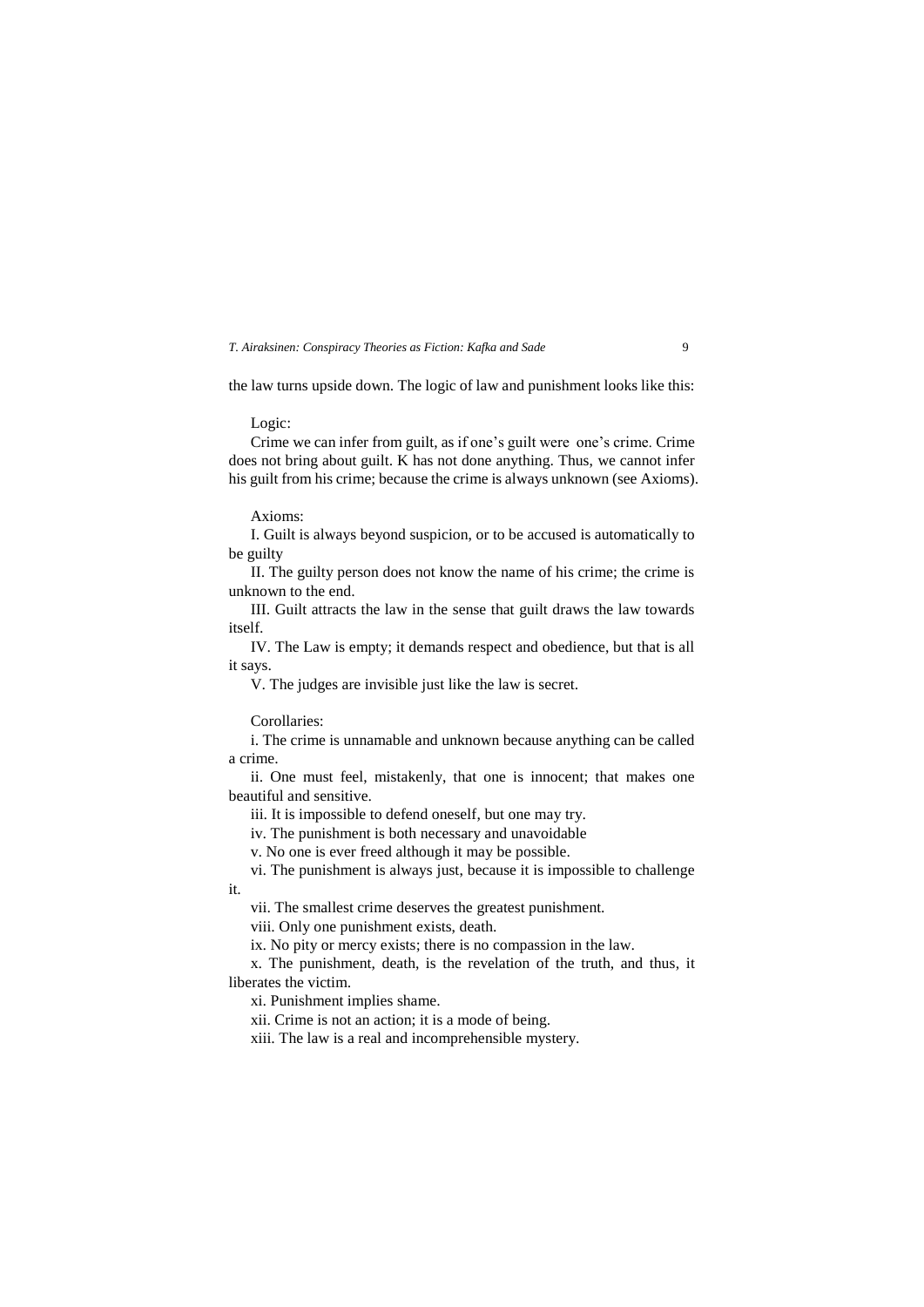the law turns upside down. The logic of law and punishment looks like this:

Logic:

Crime we can infer from guilt, as if one's guilt were one's crime. Crime does not bring about guilt. K has not done anything. Thus, we cannot infer his guilt from his crime; because the crime is always unknown (see Axioms).

Axioms:

I. Guilt is always beyond suspicion, or to be accused is automatically to be guilty

II. The guilty person does not know the name of his crime; the crime is unknown to the end.

III. Guilt attracts the law in the sense that guilt draws the law towards itself.

IV. The Law is empty; it demands respect and obedience, but that is all it says.

V. The judges are invisible just like the law is secret.

Corollaries:

i. The crime is unnamable and unknown because anything can be called a crime.

ii. One must feel, mistakenly, that one is innocent; that makes one beautiful and sensitive.

iii. It is impossible to defend oneself, but one may try.

iv. The punishment is both necessary and unavoidable

v. No one is ever freed although it may be possible.

vi. The punishment is always just, because it is impossible to challenge it.

vii. The smallest crime deserves the greatest punishment.

viii. Only one punishment exists, death.

ix. No pity or mercy exists; there is no compassion in the law.

x. The punishment, death, is the revelation of the truth, and thus, it liberates the victim.

xi. Punishment implies shame.

xii. Crime is not an action; it is a mode of being.

xiii. The law is a real and incomprehensible mystery.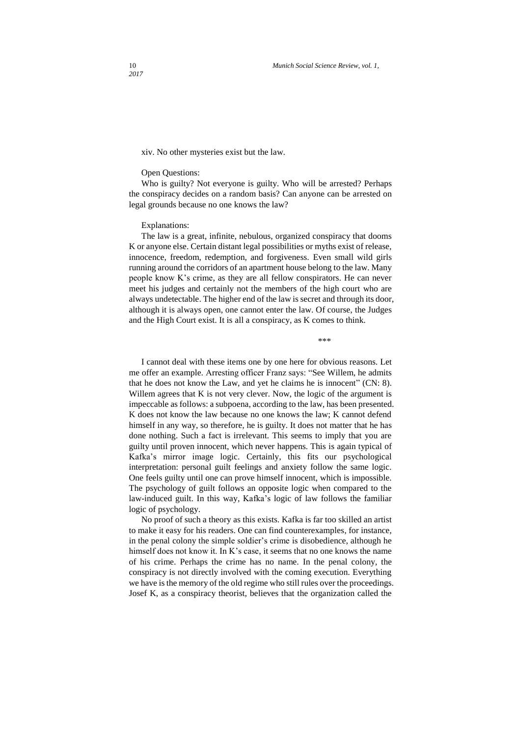xiv. No other mysteries exist but the law.

Open Questions:

Who is guilty? Not everyone is guilty. Who will be arrested? Perhaps the conspiracy decides on a random basis? Can anyone can be arrested on legal grounds because no one knows the law?

Explanations:

The law is a great, infinite, nebulous, organized conspiracy that dooms K or anyone else. Certain distant legal possibilities or myths exist of release, innocence, freedom, redemption, and forgiveness. Even small wild girls running around the corridors of an apartment house belong to the law. Many people know K's crime, as they are all fellow conspirators. He can never meet his judges and certainly not the members of the high court who are always undetectable. The higher end of the law is secret and through its door, although it is always open, one cannot enter the law. Of course, the Judges and the High Court exist. It is all a conspiracy, as K comes to think.

***

I cannot deal with these items one by one here for obvious reasons. Let me offer an example. Arresting officer Franz says: "See Willem, he admits that he does not know the Law, and yet he claims he is innocent" (CN: 8). Willem agrees that K is not very clever. Now, the logic of the argument is impeccable as follows: a subpoena, according to the law, has been presented. K does not know the law because no one knows the law; K cannot defend himself in any way, so therefore, he is guilty. It does not matter that he has done nothing. Such a fact is irrelevant. This seems to imply that you are guilty until proven innocent, which never happens. This is again typical of Kafka's mirror image logic. Certainly, this fits our psychological interpretation: personal guilt feelings and anxiety follow the same logic. One feels guilty until one can prove himself innocent, which is impossible. The psychology of guilt follows an opposite logic when compared to the law-induced guilt. In this way, Kafka's logic of law follows the familiar logic of psychology.

No proof of such a theory as this exists. Kafka is far too skilled an artist to make it easy for his readers. One can find counterexamples, for instance, in the penal colony the simple soldier's crime is disobedience, although he himself does not know it. In K's case, it seems that no one knows the name of his crime. Perhaps the crime has no name. In the penal colony, the conspiracy is not directly involved with the coming execution. Everything we have is the memory of the old regime who still rules over the proceedings. Josef K, as a conspiracy theorist, believes that the organization called the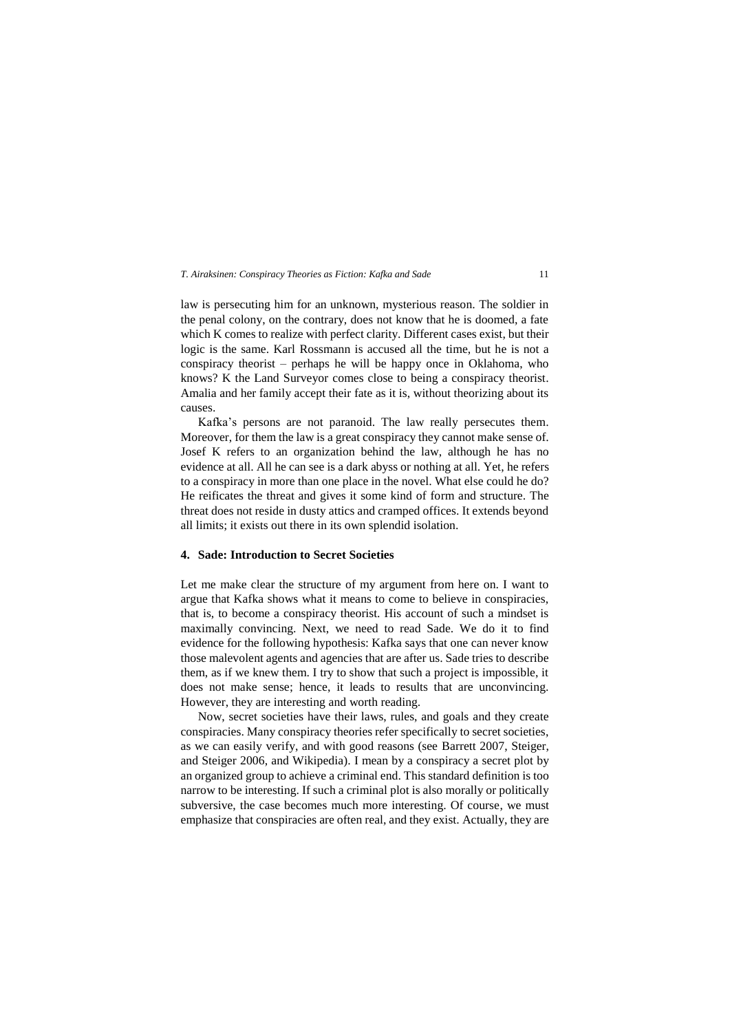law is persecuting him for an unknown, mysterious reason. The soldier in the penal colony, on the contrary, does not know that he is doomed, a fate which K comes to realize with perfect clarity. Different cases exist, but their logic is the same. Karl Rossmann is accused all the time, but he is not a conspiracy theorist – perhaps he will be happy once in Oklahoma, who knows? K the Land Surveyor comes close to being a conspiracy theorist. Amalia and her family accept their fate as it is, without theorizing about its causes.

Kafka's persons are not paranoid. The law really persecutes them. Moreover, for them the law is a great conspiracy they cannot make sense of. Josef K refers to an organization behind the law, although he has no evidence at all. All he can see is a dark abyss or nothing at all. Yet, he refers to a conspiracy in more than one place in the novel. What else could he do? He reificates the threat and gives it some kind of form and structure. The threat does not reside in dusty attics and cramped offices. It extends beyond all limits; it exists out there in its own splendid isolation.

## 4. Sade: Introduction to Secret Societies

Let me make clear the structure of my argument from here on. I want to argue that Kafka shows what it means to come to believe in conspiracies, that is, to become a conspiracy theorist. His account of such a mindset is maximally convincing. Next, we need to read Sade. We do it to find evidence for the following hypothesis: Kafka says that one can never know those malevolent agents and agencies that are after us. Sade tries to describe them, as if we knew them. I try to show that such a project is impossible, it does not make sense; hence, it leads to results that are unconvincing. However, they are interesting and worth reading.

Now, secret societies have their laws, rules, and goals and they create conspiracies. Many conspiracy theories refer specifically to secret societies, as we can easily verify, and with good reasons (see Barrett 2007, Steiger, and Steiger 2006, and Wikipedia). I mean by a conspiracy a secret plot by an organized group to achieve a criminal end. This standard definition is too narrow to be interesting. If such a criminal plot is also morally or politically subversive, the case becomes much more interesting. Of course, we must emphasize that conspiracies are often real, and they exist. Actually, they are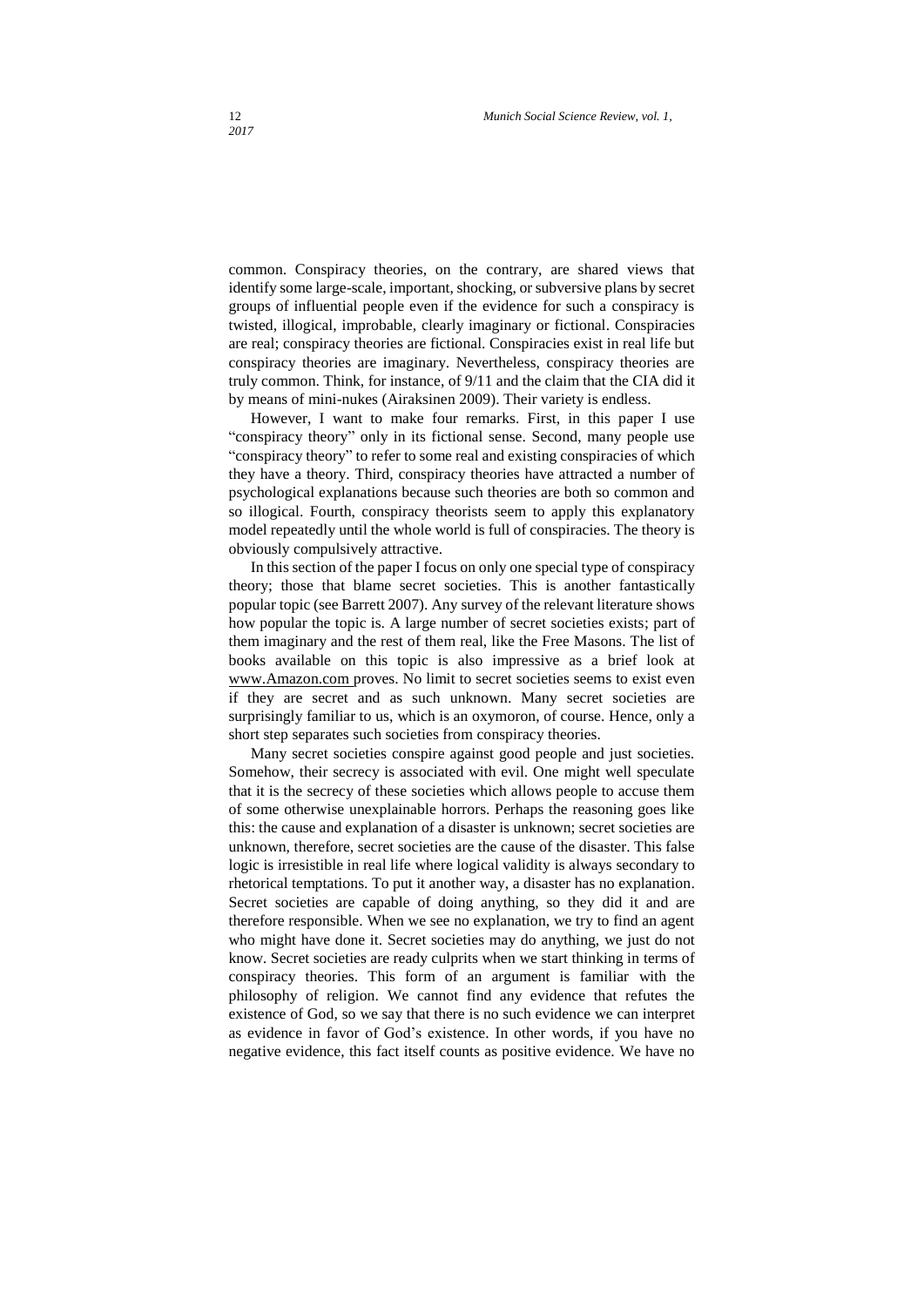common. Conspiracy theories, on the contrary, are shared views that identify some large-scale, important, shocking, or subversive plans by secret groups of influential people even if the evidence for such a conspiracy is twisted, illogical, improbable, clearly imaginary or fictional. Conspiracies are real; conspiracy theories are fictional. Conspiracies exist in real life but conspiracy theories are imaginary. Nevertheless, conspiracy theories are truly common. Think, for instance, of 9/11 and the claim that the CIA did it by means of mini-nukes (Airaksinen 2009). Their variety is endless.

However, I want to make four remarks. First, in this paper I use "conspiracy theory" only in its fictional sense. Second, many people use "conspiracy theory" to refer to some real and existing conspiracies of which they have a theory. Third, conspiracy theories have attracted a number of psychological explanations because such theories are both so common and so illogical. Fourth, conspiracy theorists seem to apply this explanatory model repeatedly until the whole world is full of conspiracies. The theory is obviously compulsively attractive.

In this section of the paper I focus on only one special type of conspiracy theory; those that blame secret societies. This is another fantastically popular topic (see Barrett 2007). Any survey of the relevant literature shows how popular the topic is. A large number of secret societies exists; part of them imaginary and the rest of them real, like the Free Masons. The list of books available on this topic is also impressive as a brief look at www.Amazon.com proves. No limit to secret societies seems to exist even if they are secret and as such unknown. Many secret societies are surprisingly familiar to us, which is an oxymoron, of course. Hence, only a short step separates such societies from conspiracy theories.

Many secret societies conspire against good people and just societies. Somehow, their secrecy is associated with evil. One might well speculate that it is the secrecy of these societies which allows people to accuse them of some otherwise unexplainable horrors. Perhaps the reasoning goes like this: the cause and explanation of a disaster is unknown; secret societies are unknown, therefore, secret societies are the cause of the disaster. This false logic is irresistible in real life where logical validity is always secondary to rhetorical temptations. To put it another way, a disaster has no explanation. Secret societies are capable of doing anything, so they did it and are therefore responsible. When we see no explanation, we try to find an agent who might have done it. Secret societies may do anything, we just do not know. Secret societies are ready culprits when we start thinking in terms of conspiracy theories. This form of an argument is familiar with the philosophy of religion. We cannot find any evidence that refutes the existence of God, so we say that there is no such evidence we can interpret as evidence in favor of God's existence. In other words, if you have no negative evidence, this fact itself counts as positive evidence. We have no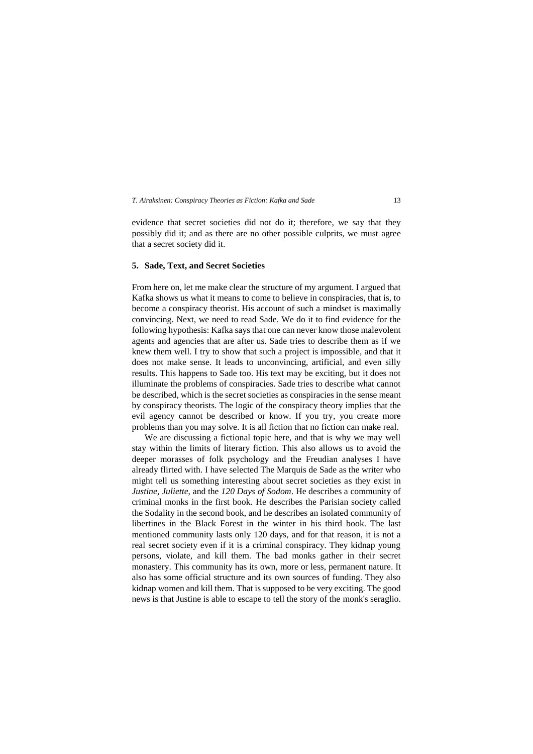evidence that secret societies did not do it; therefore, we say that they possibly did it; and as there are no other possible culprits, we must agree that a secret society did it.

## 5. Sade, Text, and Secret Societies

From here on, let me make clear the structure of my argument. I argued that Kafka shows us what it means to come to believe in conspiracies, that is, to become a conspiracy theorist. His account of such a mindset is maximally convincing. Next, we need to read Sade. We do it to find evidence for the following hypothesis: Kafka says that one can never know those malevolent agents and agencies that are after us. Sade tries to describe them as if we knew them well. I try to show that such a project is impossible, and that it does not make sense. It leads to unconvincing, artificial, and even silly results. This happens to Sade too. His text may be exciting, but it does not illuminate the problems of conspiracies. Sade tries to describe what cannot be described, which is the secret societies as conspiracies in the sense meant by conspiracy theorists. The logic of the conspiracy theory implies that the evil agency cannot be described or know. If you try, you create more problems than you may solve. It is all fiction that no fiction can make real.

We are discussing a fictional topic here, and that is why we may well stay within the limits of literary fiction. This also allows us to avoid the deeper morasses of folk psychology and the Freudian analyses I have already flirted with. I have selected The Marquis de Sade as the writer who might tell us something interesting about secret societies as they exist in *Justine*, *Juliette*, and the *120 Days of Sodom*. He describes a community of criminal monks in the first book. He describes the Parisian society called the Sodality in the second book, and he describes an isolated community of libertines in the Black Forest in the winter in his third book. The last mentioned community lasts only 120 days, and for that reason, it is not a real secret society even if it is a criminal conspiracy. They kidnap young persons, violate, and kill them. The bad monks gather in their secret monastery. This community has its own, more or less, permanent nature. It also has some official structure and its own sources of funding. They also kidnap women and kill them. That is supposed to be very exciting. The good news is that Justine is able to escape to tell the story of the monk's seraglio.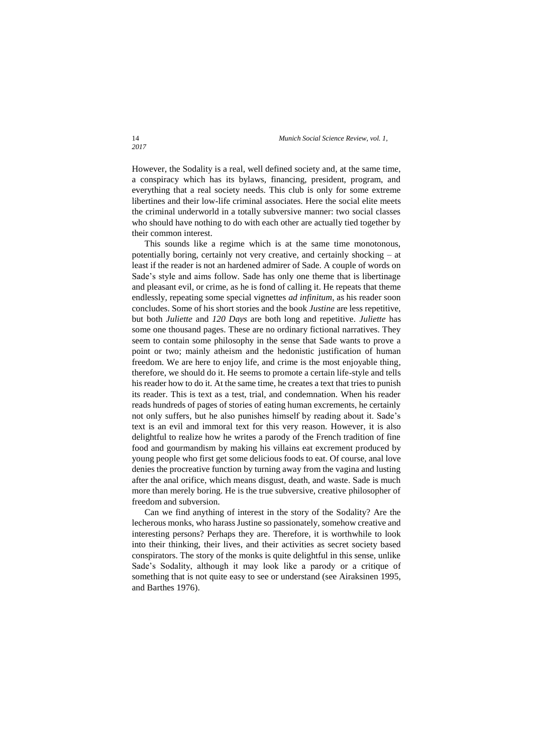However, the Sodality is a real, well defined society and, at the same time, a conspiracy which has its bylaws, financing, president, program, and everything that a real society needs. This club is only for some extreme libertines and their low-life criminal associates. Here the social elite meets the criminal underworld in a totally subversive manner: two social classes who should have nothing to do with each other are actually tied together by their common interest.

This sounds like a regime which is at the same time monotonous, potentially boring, certainly not very creative, and certainly shocking – at least if the reader is not an hardened admirer of Sade. A couple of words on Sade's style and aims follow. Sade has only one theme that is libertinage and pleasant evil, or crime, as he is fond of calling it. He repeats that theme endlessly, repeating some special vignettes *ad infinitum*, as his reader soon concludes. Some of his short stories and the book *Justine* are less repetitive, but both *Juliette* and *120 Days* are both long and repetitive. *Juliette* has some one thousand pages. These are no ordinary fictional narratives. They seem to contain some philosophy in the sense that Sade wants to prove a point or two; mainly atheism and the hedonistic justification of human freedom. We are here to enjoy life, and crime is the most enjoyable thing, therefore, we should do it. He seems to promote a certain life-style and tells his reader how to do it. At the same time, he creates a text that tries to punish its reader. This is text as a test, trial, and condemnation. When his reader reads hundreds of pages of stories of eating human excrements, he certainly not only suffers, but he also punishes himself by reading about it. Sade's text is an evil and immoral text for this very reason. However, it is also delightful to realize how he writes a parody of the French tradition of fine food and gourmandism by making his villains eat excrement produced by young people who first get some delicious foods to eat. Of course, anal love denies the procreative function by turning away from the vagina and lusting after the anal orifice, which means disgust, death, and waste. Sade is much more than merely boring. He is the true subversive, creative philosopher of freedom and subversion.

Can we find anything of interest in the story of the Sodality? Are the lecherous monks, who harass Justine so passionately, somehow creative and interesting persons? Perhaps they are. Therefore, it is worthwhile to look into their thinking, their lives, and their activities as secret society based conspirators. The story of the monks is quite delightful in this sense, unlike Sade's Sodality, although it may look like a parody or a critique of something that is not quite easy to see or understand (see Airaksinen 1995, and Barthes 1976).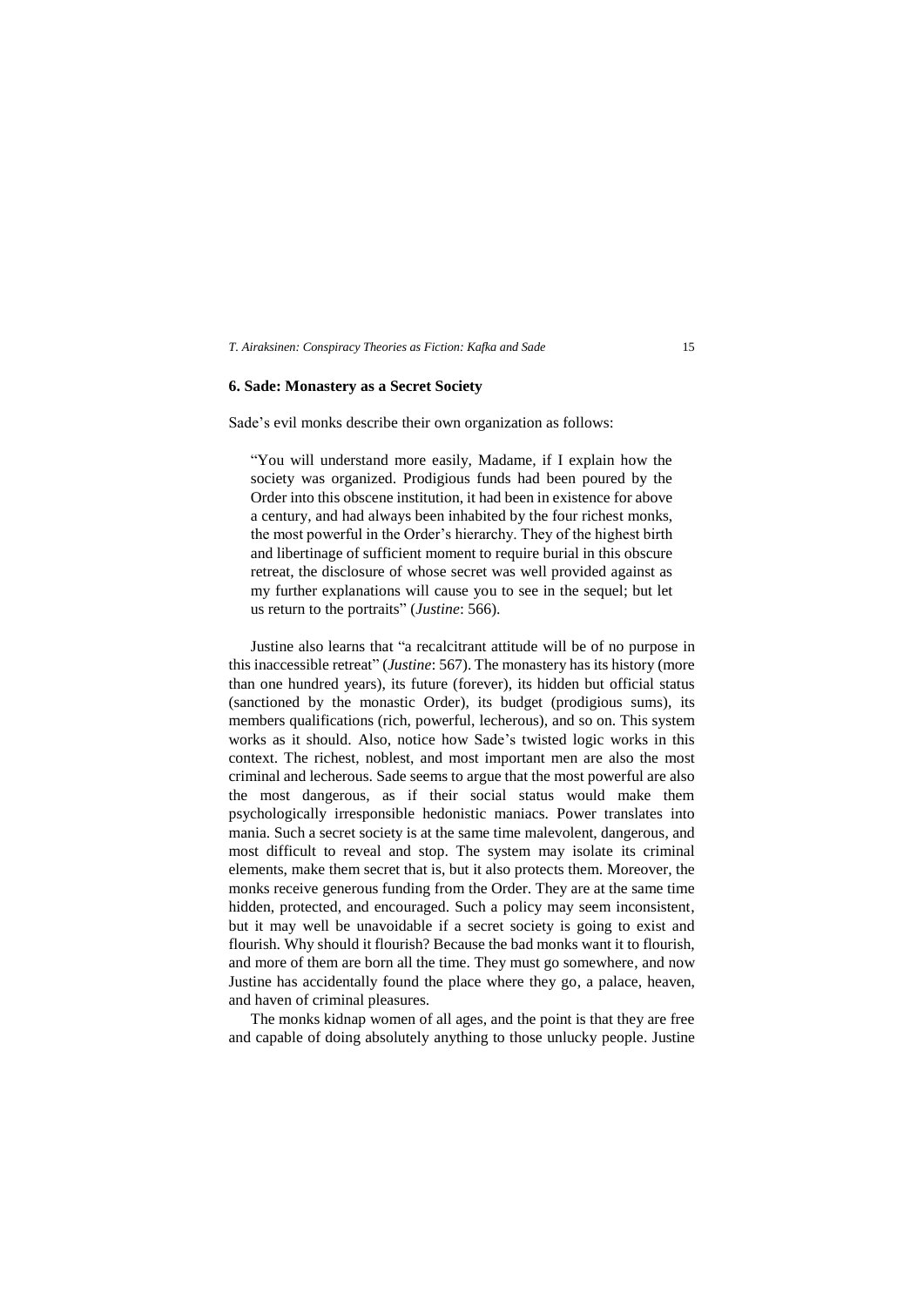## 6. Sade: Monastery as a Secret Society

Sade's evil monks describe their own organization as follows:

> "You will understand more easily, Madame, if I explain how the society was organized. Prodigious funds had been poured by the Order into this obscene institution, it had been in existence for above a century, and had always been inhabited by the four richest monks, the most powerful in the Order's hierarchy. They of the highest birth and libertinage of sufficient moment to require burial in this obscure retreat, the disclosure of whose secret was well provided against as my further explanations will cause you to see in the sequel; but let us return to the portraits" (*Justine*: 566).

Justine also learns that "a recalcitrant attitude will be of no purpose in this inaccessible retreat" (*Justine*: 567). The monastery has its history (more than one hundred years), its future (forever), its hidden but official status (sanctioned by the monastic Order), its budget (prodigious sums), its members qualifications (rich, powerful, lecherous), and so on. This system works as it should. Also, notice how Sade's twisted logic works in this context. The richest, noblest, and most important men are also the most criminal and lecherous. Sade seems to argue that the most powerful are also the most dangerous, as if their social status would make them psychologically irresponsible hedonistic maniacs. Power translates into mania. Such a secret society is at the same time malevolent, dangerous, and most difficult to reveal and stop. The system may isolate its criminal elements, make them secret that is, but it also protects them. Moreover, the monks receive generous funding from the Order. They are at the same time hidden, protected, and encouraged. Such a policy may seem inconsistent, but it may well be unavoidable if a secret society is going to exist and flourish. Why should it flourish? Because the bad monks want it to flourish, and more of them are born all the time. They must go somewhere, and now Justine has accidentally found the place where they go, a palace, heaven, and haven of criminal pleasures.

The monks kidnap women of all ages, and the point is that they are free and capable of doing absolutely anything to those unlucky people. Justine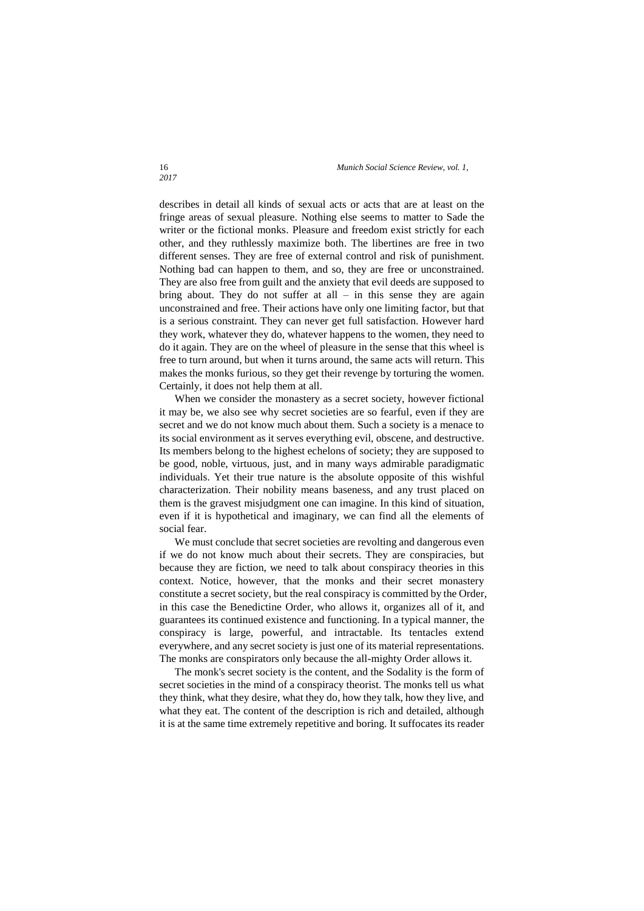describes in detail all kinds of sexual acts or acts that are at least on the fringe areas of sexual pleasure. Nothing else seems to matter to Sade the writer or the fictional monks. Pleasure and freedom exist strictly for each other, and they ruthlessly maximize both. The libertines are free in two different senses. They are free of external control and risk of punishment. Nothing bad can happen to them, and so, they are free or unconstrained. They are also free from guilt and the anxiety that evil deeds are supposed to bring about. They do not suffer at all – in this sense they are again unconstrained and free. Their actions have only one limiting factor, but that is a serious constraint. They can never get full satisfaction. However hard they work, whatever they do, whatever happens to the women, they need to do it again. They are on the wheel of pleasure in the sense that this wheel is free to turn around, but when it turns around, the same acts will return. This makes the monks furious, so they get their revenge by torturing the women. Certainly, it does not help them at all.

When we consider the monastery as a secret society, however fictional it may be, we also see why secret societies are so fearful, even if they are secret and we do not know much about them. Such a society is a menace to its social environment as it serves everything evil, obscene, and destructive. Its members belong to the highest echelons of society; they are supposed to be good, noble, virtuous, just, and in many ways admirable paradigmatic individuals. Yet their true nature is the absolute opposite of this wishful characterization. Their nobility means baseness, and any trust placed on them is the gravest misjudgment one can imagine. In this kind of situation, even if it is hypothetical and imaginary, we can find all the elements of social fear.

We must conclude that secret societies are revolting and dangerous even if we do not know much about their secrets. They are conspiracies, but because they are fiction, we need to talk about conspiracy theories in this context. Notice, however, that the monks and their secret monastery constitute a secret society, but the real conspiracy is committed by the Order, in this case the Benedictine Order, who allows it, organizes all of it, and guarantees its continued existence and functioning. In a typical manner, the conspiracy is large, powerful, and intractable. Its tentacles extend everywhere, and any secret society is just one of its material representations. The monks are conspirators only because the all-mighty Order allows it.

The monk's secret society is the content, and the Sodality is the form of secret societies in the mind of a conspiracy theorist. The monks tell us what they think, what they desire, what they do, how they talk, how they live, and what they eat. The content of the description is rich and detailed, although it is at the same time extremely repetitive and boring. It suffocates its reader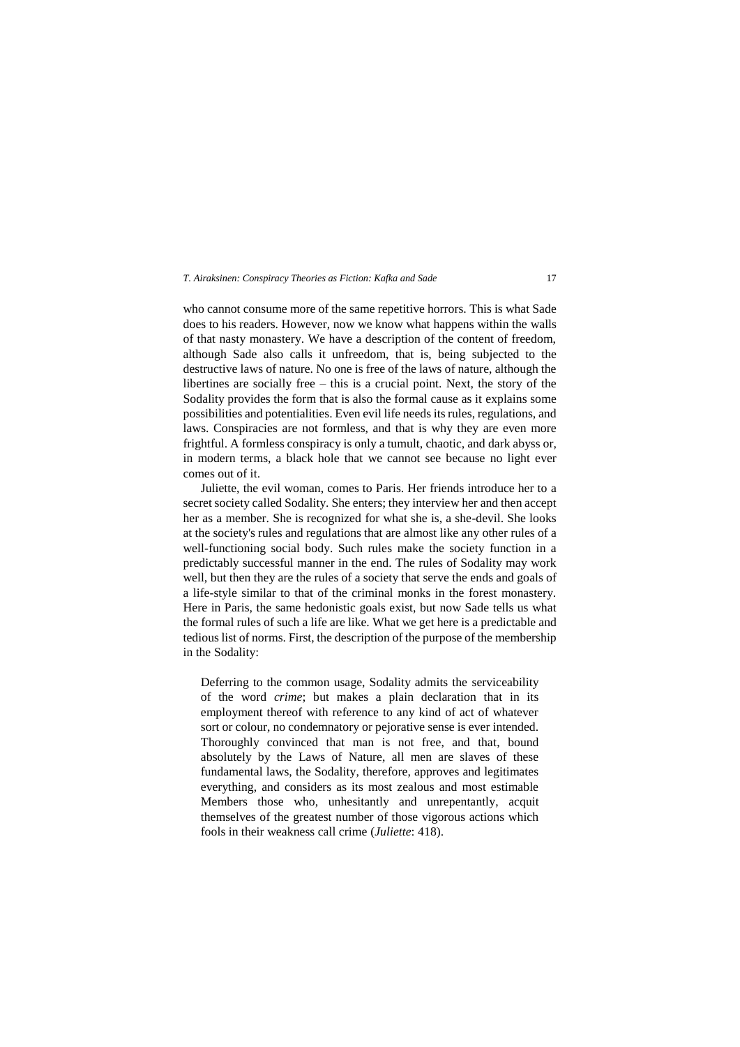who cannot consume more of the same repetitive horrors. This is what Sade does to his readers. However, now we know what happens within the walls of that nasty monastery. We have a description of the content of freedom, although Sade also calls it unfreedom, that is, being subjected to the destructive laws of nature. No one is free of the laws of nature, although the libertines are socially free – this is a crucial point. Next, the story of the Sodality provides the form that is also the formal cause as it explains some possibilities and potentialities. Even evil life needs its rules, regulations, and laws. Conspiracies are not formless, and that is why they are even more frightful. A formless conspiracy is only a tumult, chaotic, and dark abyss or, in modern terms, a black hole that we cannot see because no light ever comes out of it.

Juliette, the evil woman, comes to Paris. Her friends introduce her to a secret society called Sodality. She enters; they interview her and then accept her as a member. She is recognized for what she is, a she-devil. She looks at the society's rules and regulations that are almost like any other rules of a well-functioning social body. Such rules make the society function in a predictably successful manner in the end. The rules of Sodality may work well, but then they are the rules of a society that serve the ends and goals of a life-style similar to that of the criminal monks in the forest monastery. Here in Paris, the same hedonistic goals exist, but now Sade tells us what the formal rules of such a life are like. What we get here is a predictable and tedious list of norms. First, the description of the purpose of the membership in the Sodality:

> Deferring to the common usage, Sodality admits the serviceability of the word *crime*; but makes a plain declaration that in its employment thereof with reference to any kind of act of whatever sort or colour, no condemnatory or pejorative sense is ever intended. Thoroughly convinced that man is not free, and that, bound absolutely by the Laws of Nature, all men are slaves of these fundamental laws, the Sodality, therefore, approves and legitimates everything, and considers as its most zealous and most estimable Members those who, unhesitantly and unrepentantly, acquit themselves of the greatest number of those vigorous actions which fools in their weakness call crime (*Juliette*: 418).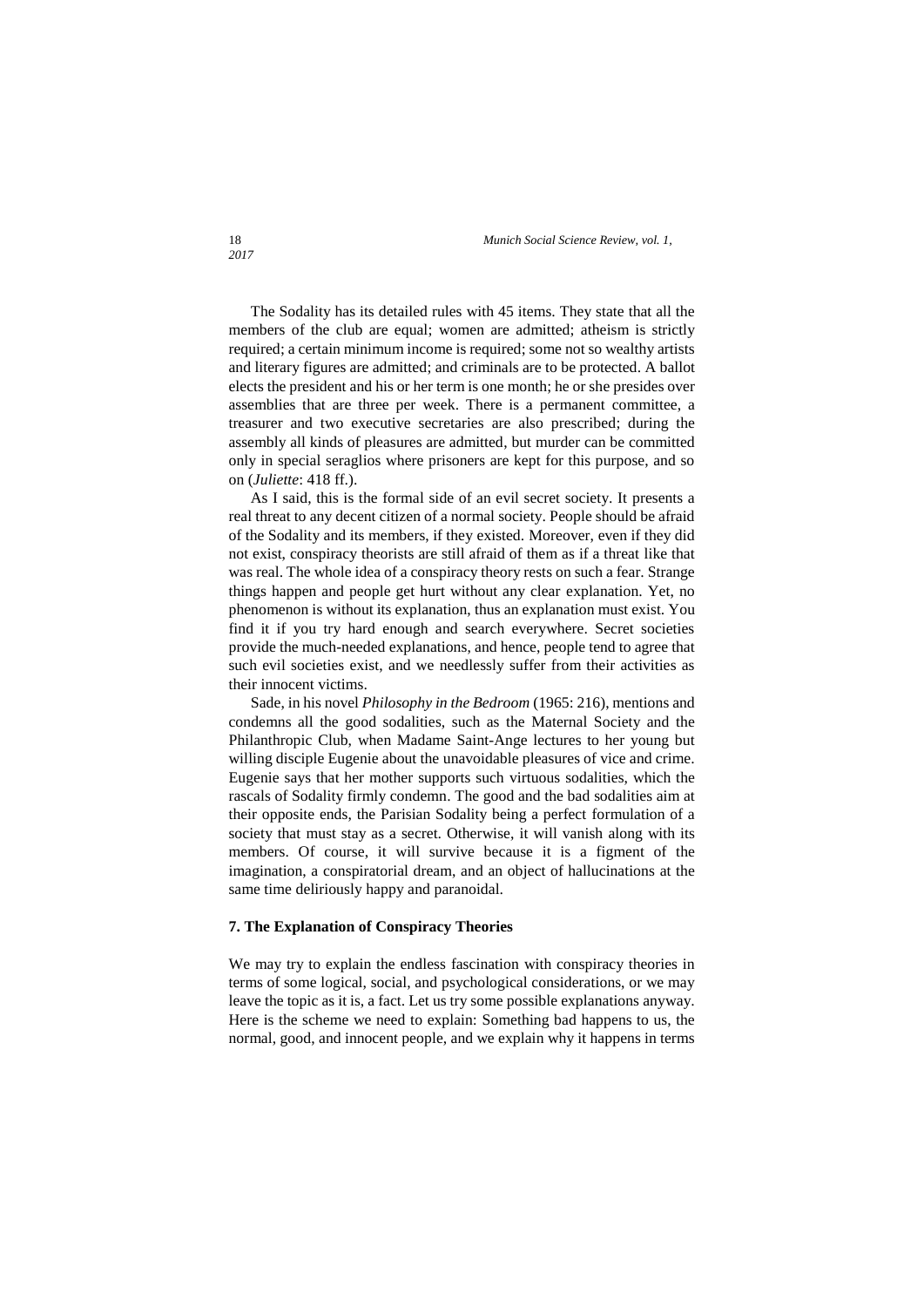The Sodality has its detailed rules with 45 items. They state that all the members of the club are equal; women are admitted; atheism is strictly required; a certain minimum income is required; some not so wealthy artists and literary figures are admitted; and criminals are to be protected. A ballot elects the president and his or her term is one month; he or she presides over assemblies that are three per week. There is a permanent committee, a treasurer and two executive secretaries are also prescribed; during the assembly all kinds of pleasures are admitted, but murder can be committed only in special seraglios where prisoners are kept for this purpose, and so on (*Juliette*: 418 ff.).

As I said, this is the formal side of an evil secret society. It presents a real threat to any decent citizen of a normal society. People should be afraid of the Sodality and its members, if they existed. Moreover, even if they did not exist, conspiracy theorists are still afraid of them as if a threat like that was real. The whole idea of a conspiracy theory rests on such a fear. Strange things happen and people get hurt without any clear explanation. Yet, no phenomenon is without its explanation, thus an explanation must exist. You find it if you try hard enough and search everywhere. Secret societies provide the much-needed explanations, and hence, people tend to agree that such evil societies exist, and we needlessly suffer from their activities as their innocent victims.

Sade, in his novel *Philosophy in the Bedroom* (1965: 216), mentions and condemns all the good sodalities, such as the Maternal Society and the Philanthropic Club, when Madame Saint-Ange lectures to her young but willing disciple Eugenie about the unavoidable pleasures of vice and crime. Eugenie says that her mother supports such virtuous sodalities, which the rascals of Sodality firmly condemn. The good and the bad sodalities aim at their opposite ends, the Parisian Sodality being a perfect formulation of a society that must stay as a secret. Otherwise, it will vanish along with its members. Of course, it will survive because it is a figment of the imagination, a conspiratorial dream, and an object of hallucinations at the same time deliriously happy and paranoidal.

### 7. The Explanation of Conspiracy Theories

We may try to explain the endless fascination with conspiracy theories in terms of some logical, social, and psychological considerations, or we may leave the topic as it is, a fact. Let us try some possible explanations anyway. Here is the scheme we need to explain: Something bad happens to us, the normal, good, and innocent people, and we explain why it happens in terms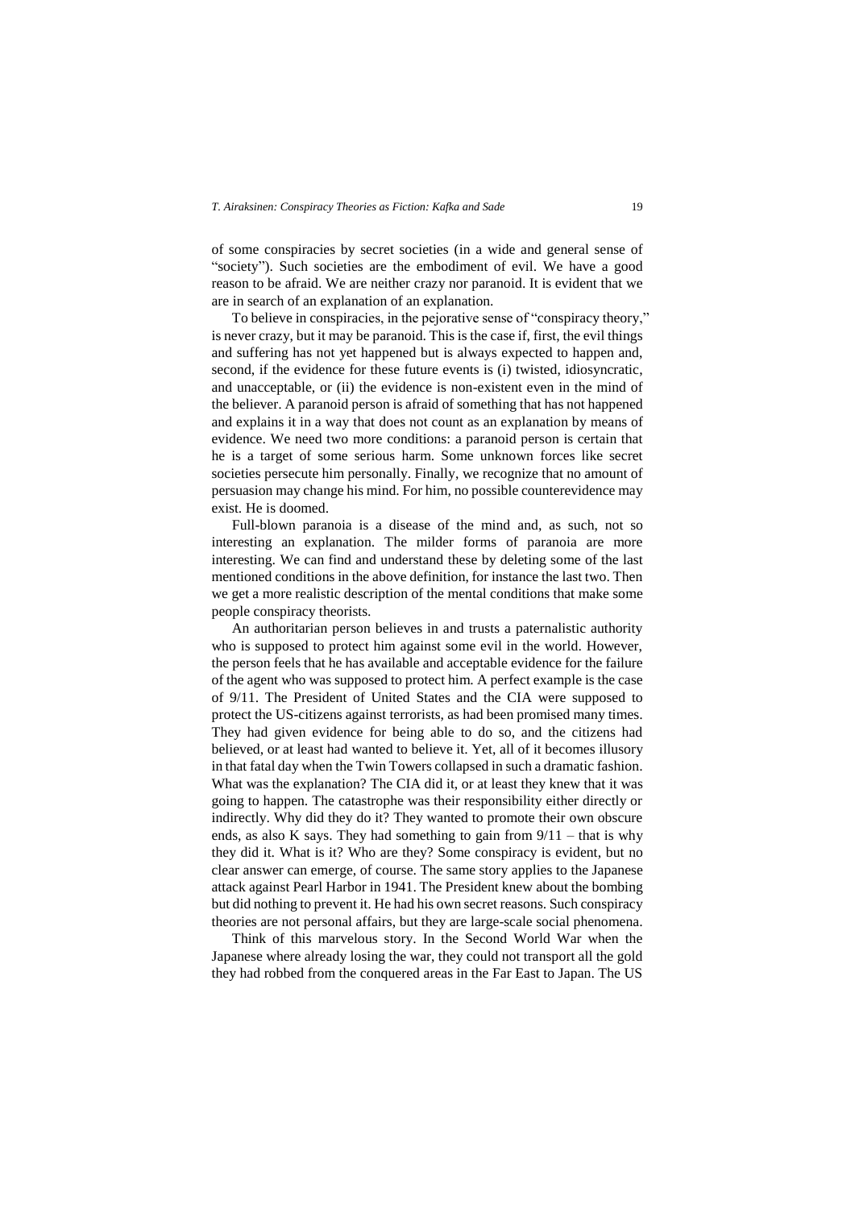of some conspiracies by secret societies (in a wide and general sense of "society"). Such societies are the embodiment of evil. We have a good reason to be afraid. We are neither crazy nor paranoid. It is evident that we are in search of an explanation of an explanation.

To believe in conspiracies, in the pejorative sense of "conspiracy theory," is never crazy, but it may be paranoid. This is the case if, first, the evil things and suffering has not yet happened but is always expected to happen and, second, if the evidence for these future events is (i) twisted, idiosyncratic, and unacceptable, or (ii) the evidence is non-existent even in the mind of the believer. A paranoid person is afraid of something that has not happened and explains it in a way that does not count as an explanation by means of evidence. We need two more conditions: a paranoid person is certain that he is a target of some serious harm. Some unknown forces like secret societies persecute him personally. Finally, we recognize that no amount of persuasion may change his mind. For him, no possible counterevidence may exist. He is doomed.

Full-blown paranoia is a disease of the mind and, as such, not so interesting an explanation. The milder forms of paranoia are more interesting. We can find and understand these by deleting some of the last mentioned conditions in the above definition, for instance the last two. Then we get a more realistic description of the mental conditions that make some people conspiracy theorists.

An authoritarian person believes in and trusts a paternalistic authority who is supposed to protect him against some evil in the world. However, the person feels that he has available and acceptable evidence for the failure of the agent who was supposed to protect him. A perfect example is the case of 9/11. The President of United States and the CIA were supposed to protect the US-citizens against terrorists, as had been promised many times. They had given evidence for being able to do so, and the citizens had believed, or at least had wanted to believe it. Yet, all of it becomes illusory in that fatal day when the Twin Towers collapsed in such a dramatic fashion. What was the explanation? The CIA did it, or at least they knew that it was going to happen. The catastrophe was their responsibility either directly or indirectly. Why did they do it? They wanted to promote their own obscure ends, as also K says. They had something to gain from 9/11 – that is why they did it. What is it? Who are they? Some conspiracy is evident, but no clear answer can emerge, of course. The same story applies to the Japanese attack against Pearl Harbor in 1941. The President knew about the bombing but did nothing to prevent it. He had his own secret reasons. Such conspiracy theories are not personal affairs, but they are large-scale social phenomena.

Think of this marvelous story. In the Second World War when the Japanese where already losing the war, they could not transport all the gold they had robbed from the conquered areas in the Far East to Japan. The US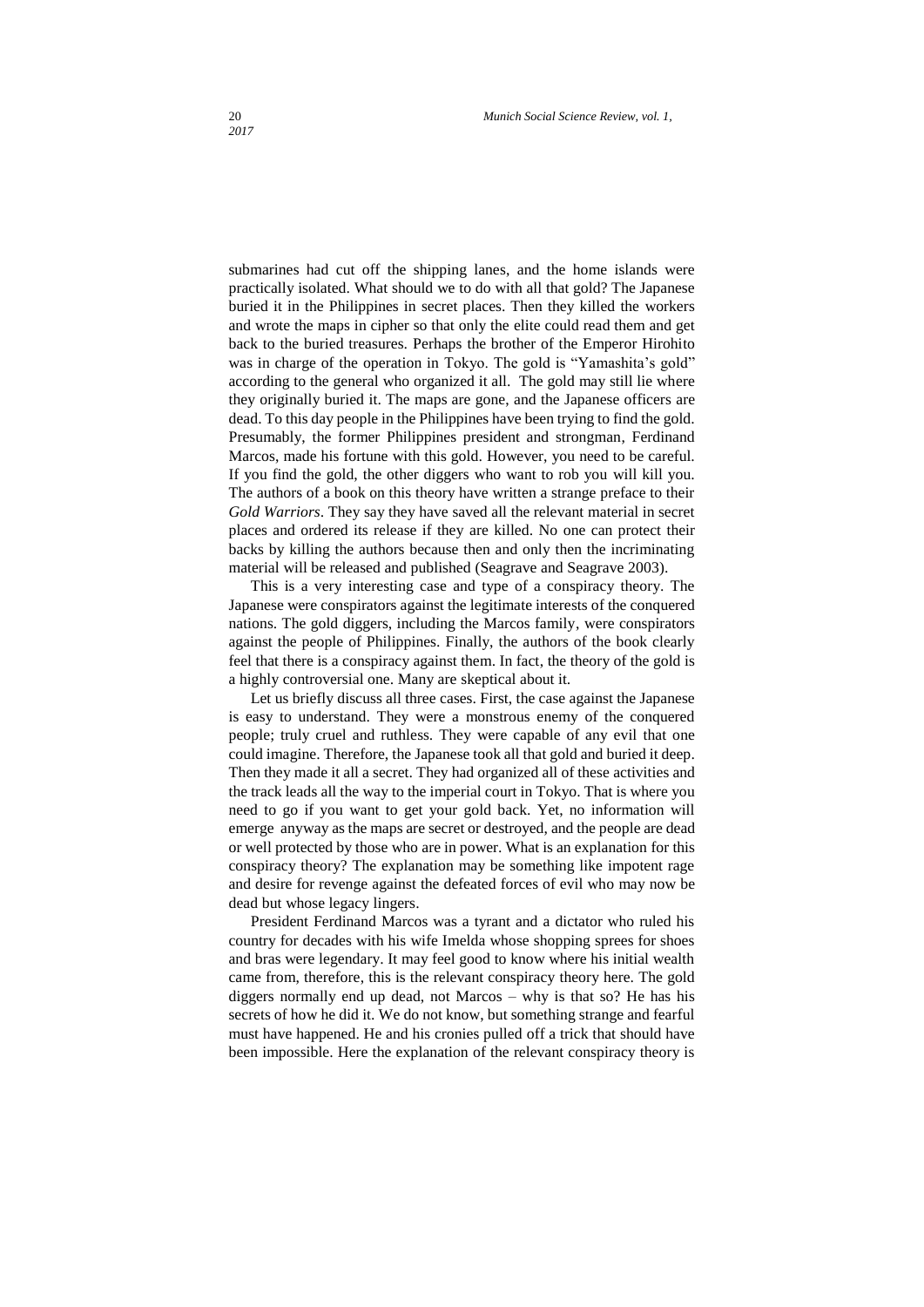submarines had cut off the shipping lanes, and the home islands were practically isolated. What should we to do with all that gold? The Japanese buried it in the Philippines in secret places. Then they killed the workers and wrote the maps in cipher so that only the elite could read them and get back to the buried treasures. Perhaps the brother of the Emperor Hirohito was in charge of the operation in Tokyo. The gold is "Yamashita's gold" according to the general who organized it all. The gold may still lie where they originally buried it. The maps are gone, and the Japanese officers are dead. To this day people in the Philippines have been trying to find the gold. Presumably, the former Philippines president and strongman, Ferdinand Marcos, made his fortune with this gold. However, you need to be careful. If you find the gold, the other diggers who want to rob you will kill you. The authors of a book on this theory have written a strange preface to their *Gold Warriors*. They say they have saved all the relevant material in secret places and ordered its release if they are killed. No one can protect their backs by killing the authors because then and only then the incriminating material will be released and published (Seagrave and Seagrave 2003).

This is a very interesting case and type of a conspiracy theory. The Japanese were conspirators against the legitimate interests of the conquered nations. The gold diggers, including the Marcos family, were conspirators against the people of Philippines. Finally, the authors of the book clearly feel that there is a conspiracy against them. In fact, the theory of the gold is a highly controversial one. Many are skeptical about it.

Let us briefly discuss all three cases. First, the case against the Japanese is easy to understand. They were a monstrous enemy of the conquered people; truly cruel and ruthless. They were capable of any evil that one could imagine. Therefore, the Japanese took all that gold and buried it deep. Then they made it all a secret. They had organized all of these activities and the track leads all the way to the imperial court in Tokyo. That is where you need to go if you want to get your gold back. Yet, no information will emerge anyway as the maps are secret or destroyed, and the people are dead or well protected by those who are in power. What is an explanation for this conspiracy theory? The explanation may be something like impotent rage and desire for revenge against the defeated forces of evil who may now be dead but whose legacy lingers.

President Ferdinand Marcos was a tyrant and a dictator who ruled his country for decades with his wife Imelda whose shopping sprees for shoes and bras were legendary. It may feel good to know where his initial wealth came from, therefore, this is the relevant conspiracy theory here. The gold diggers normally end up dead, not Marcos – why is that so? He has his secrets of how he did it. We do not know, but something strange and fearful must have happened. He and his cronies pulled off a trick that should have been impossible. Here the explanation of the relevant conspiracy theory is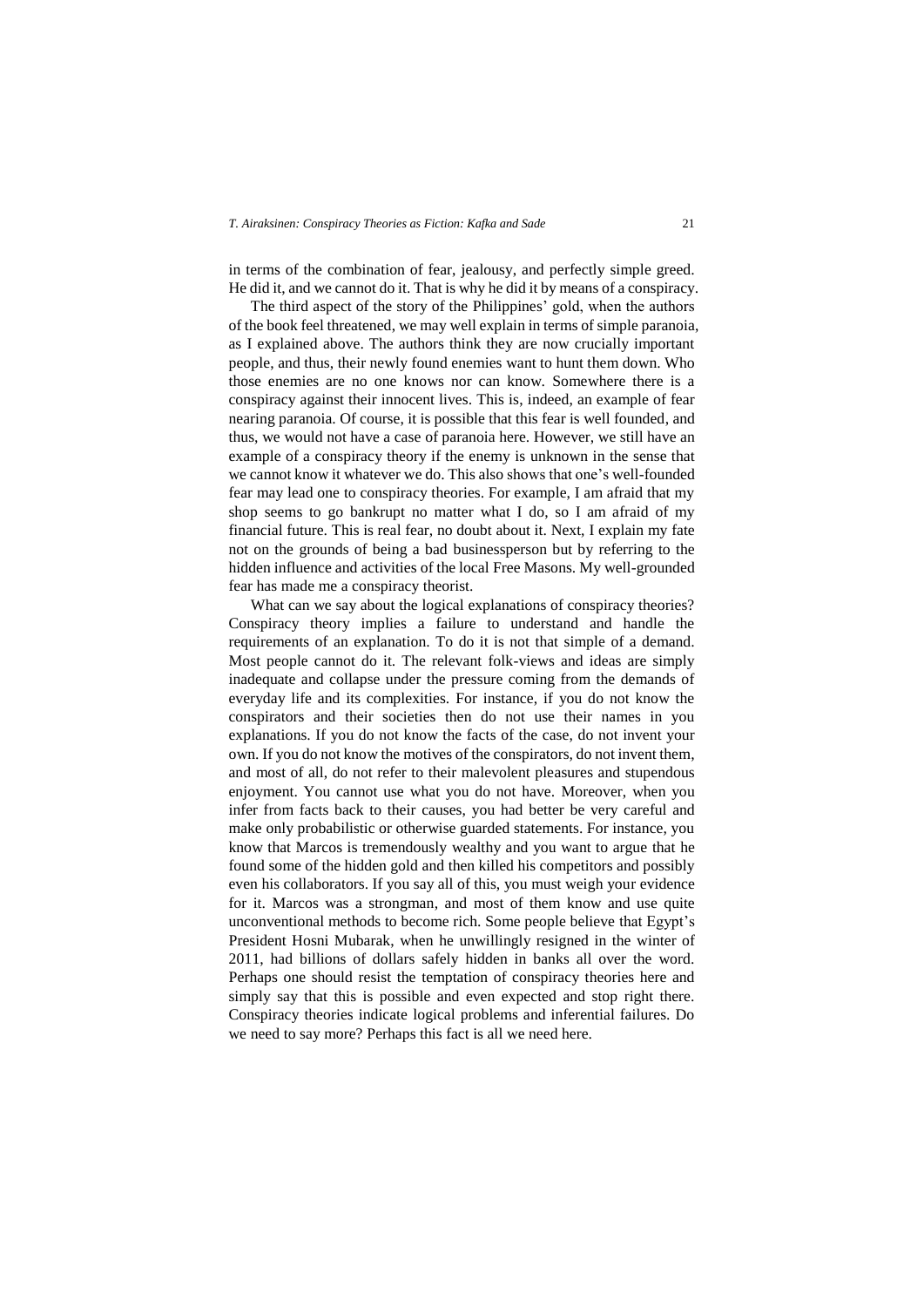in terms of the combination of fear, jealousy, and perfectly simple greed. He did it, and we cannot do it. That is why he did it by means of a conspiracy.

The third aspect of the story of the Philippines' gold, when the authors of the book feel threatened, we may well explain in terms of simple paranoia, as I explained above. The authors think they are now crucially important people, and thus, their newly found enemies want to hunt them down. Who those enemies are no one knows nor can know. Somewhere there is a conspiracy against their innocent lives. This is, indeed, an example of fear nearing paranoia. Of course, it is possible that this fear is well founded, and thus, we would not have a case of paranoia here. However, we still have an example of a conspiracy theory if the enemy is unknown in the sense that we cannot know it whatever we do. This also shows that one's well-founded fear may lead one to conspiracy theories. For example, I am afraid that my shop seems to go bankrupt no matter what I do, so I am afraid of my financial future. This is real fear, no doubt about it. Next, I explain my fate not on the grounds of being a bad businessperson but by referring to the hidden influence and activities of the local Free Masons. My well-grounded fear has made me a conspiracy theorist.

What can we say about the logical explanations of conspiracy theories? Conspiracy theory implies a failure to understand and handle the requirements of an explanation. To do it is not that simple of a demand. Most people cannot do it. The relevant folk-views and ideas are simply inadequate and collapse under the pressure coming from the demands of everyday life and its complexities. For instance, if you do not know the conspirators and their societies then do not use their names in you explanations. If you do not know the facts of the case, do not invent your own. If you do not know the motives of the conspirators, do not invent them, and most of all, do not refer to their malevolent pleasures and stupendous enjoyment. You cannot use what you do not have. Moreover, when you infer from facts back to their causes, you had better be very careful and make only probabilistic or otherwise guarded statements. For instance, you know that Marcos is tremendously wealthy and you want to argue that he found some of the hidden gold and then killed his competitors and possibly even his collaborators. If you say all of this, you must weigh your evidence for it. Marcos was a strongman, and most of them know and use quite unconventional methods to become rich. Some people believe that Egypt's President Hosni Mubarak, when he unwillingly resigned in the winter of 2011, had billions of dollars safely hidden in banks all over the word. Perhaps one should resist the temptation of conspiracy theories here and simply say that this is possible and even expected and stop right there. Conspiracy theories indicate logical problems and inferential failures. Do we need to say more? Perhaps this fact is all we need here.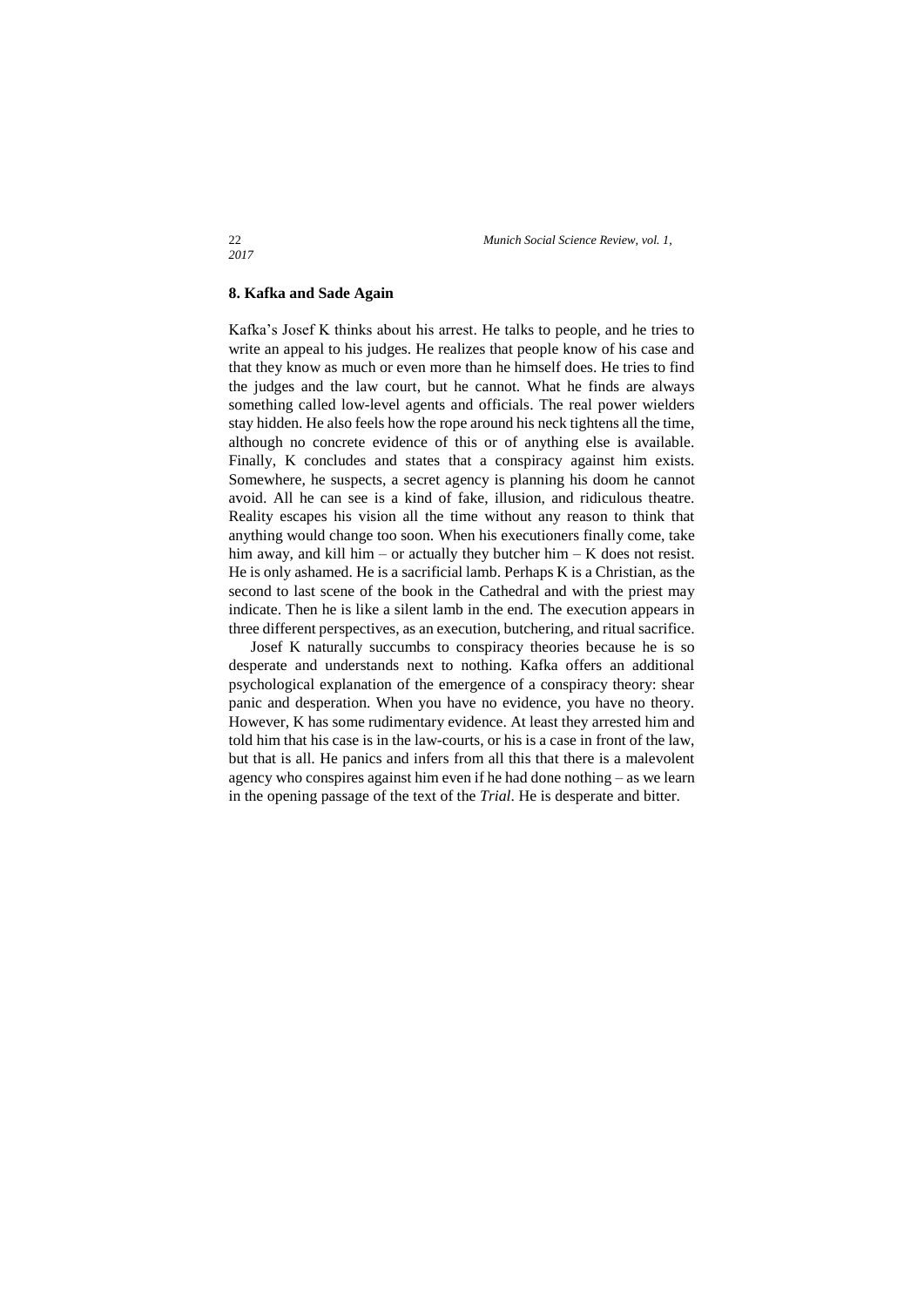## 8. Kafka and Sade Again

Kafka's Josef K thinks about his arrest. He talks to people, and he tries to write an appeal to his judges. He realizes that people know of his case and that they know as much or even more than he himself does. He tries to find the judges and the law court, but he cannot. What he finds are always something called low-level agents and officials. The real power wielders stay hidden. He also feels how the rope around his neck tightens all the time, although no concrete evidence of this or of anything else is available. Finally, K concludes and states that a conspiracy against him exists. Somewhere, he suspects, a secret agency is planning his doom he cannot avoid. All he can see is a kind of fake, illusion, and ridiculous theatre. Reality escapes his vision all the time without any reason to think that anything would change too soon. When his executioners finally come, take him away, and kill him – or actually they butcher him – K does not resist. He is only ashamed. He is a sacrificial lamb. Perhaps K is a Christian, as the second to last scene of the book in the Cathedral and with the priest may indicate. Then he is like a silent lamb in the end. The execution appears in three different perspectives, as an execution, butchering, and ritual sacrifice.

Josef K naturally succumbs to conspiracy theories because he is so desperate and understands next to nothing. Kafka offers an additional psychological explanation of the emergence of a conspiracy theory: shear panic and desperation. When you have no evidence, you have no theory. However, K has some rudimentary evidence. At least they arrested him and told him that his case is in the law-courts, or his is a case in front of the law, but that is all. He panics and infers from all this that there is a malevolent agency who conspires against him even if he had done nothing – as we learn in the opening passage of the text of the *Trial*. He is desperate and bitter.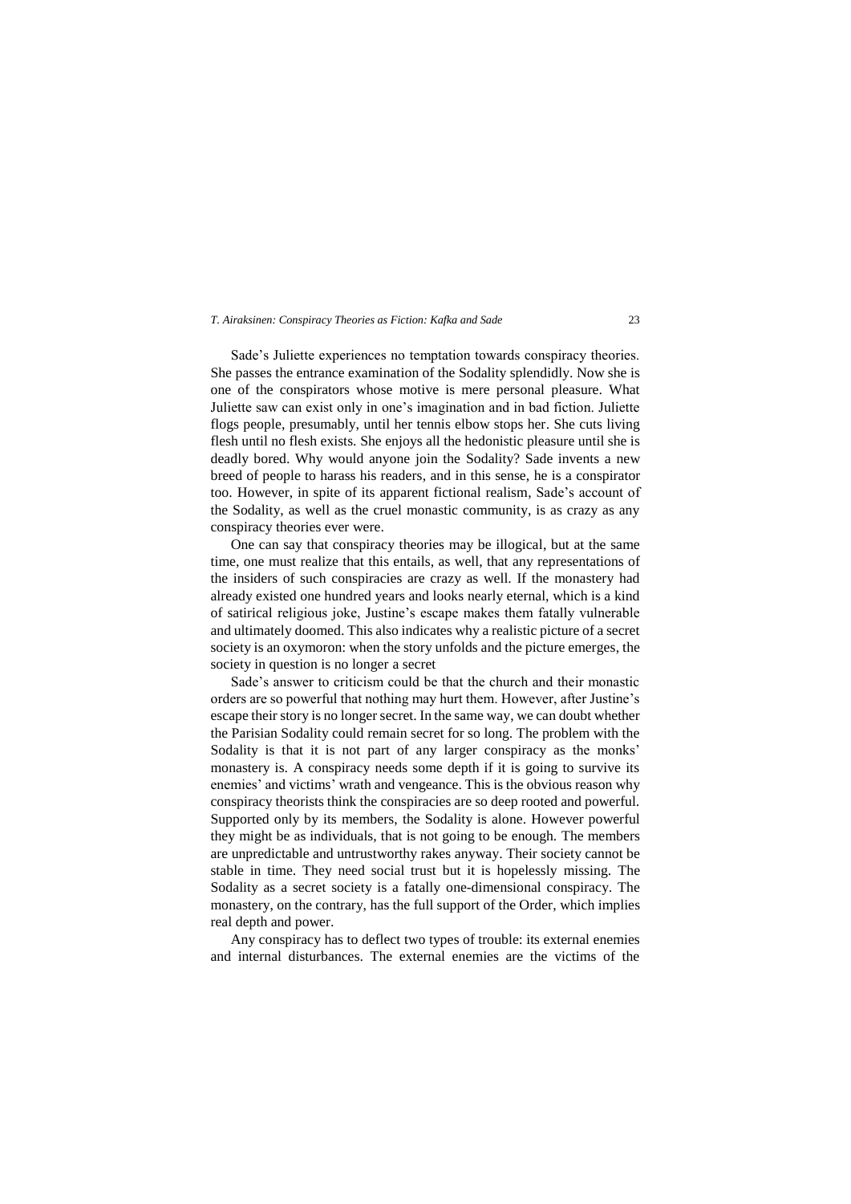Sade's Juliette experiences no temptation towards conspiracy theories. She passes the entrance examination of the Sodality splendidly. Now she is one of the conspirators whose motive is mere personal pleasure. What Juliette saw can exist only in one's imagination and in bad fiction. Juliette flogs people, presumably, until her tennis elbow stops her. She cuts living flesh until no flesh exists. She enjoys all the hedonistic pleasure until she is deadly bored. Why would anyone join the Sodality? Sade invents a new breed of people to harass his readers, and in this sense, he is a conspirator too. However, in spite of its apparent fictional realism, Sade's account of the Sodality, as well as the cruel monastic community, is as crazy as any conspiracy theories ever were.

One can say that conspiracy theories may be illogical, but at the same time, one must realize that this entails, as well, that any representations of the insiders of such conspiracies are crazy as well. If the monastery had already existed one hundred years and looks nearly eternal, which is a kind of satirical religious joke, Justine's escape makes them fatally vulnerable and ultimately doomed. This also indicates why a realistic picture of a secret society is an oxymoron: when the story unfolds and the picture emerges, the society in question is no longer a secret

Sade's answer to criticism could be that the church and their monastic orders are so powerful that nothing may hurt them. However, after Justine's escape their story is no longer secret. In the same way, we can doubt whether the Parisian Sodality could remain secret for so long. The problem with the Sodality is that it is not part of any larger conspiracy as the monks' monastery is. A conspiracy needs some depth if it is going to survive its enemies' and victims' wrath and vengeance. This is the obvious reason why conspiracy theorists think the conspiracies are so deep rooted and powerful. Supported only by its members, the Sodality is alone. However powerful they might be as individuals, that is not going to be enough. The members are unpredictable and untrustworthy rakes anyway. Their society cannot be stable in time. They need social trust but it is hopelessly missing. The Sodality as a secret society is a fatally one-dimensional conspiracy. The monastery, on the contrary, has the full support of the Order, which implies real depth and power.

Any conspiracy has to deflect two types of trouble: its external enemies and internal disturbances. The external enemies are the victims of the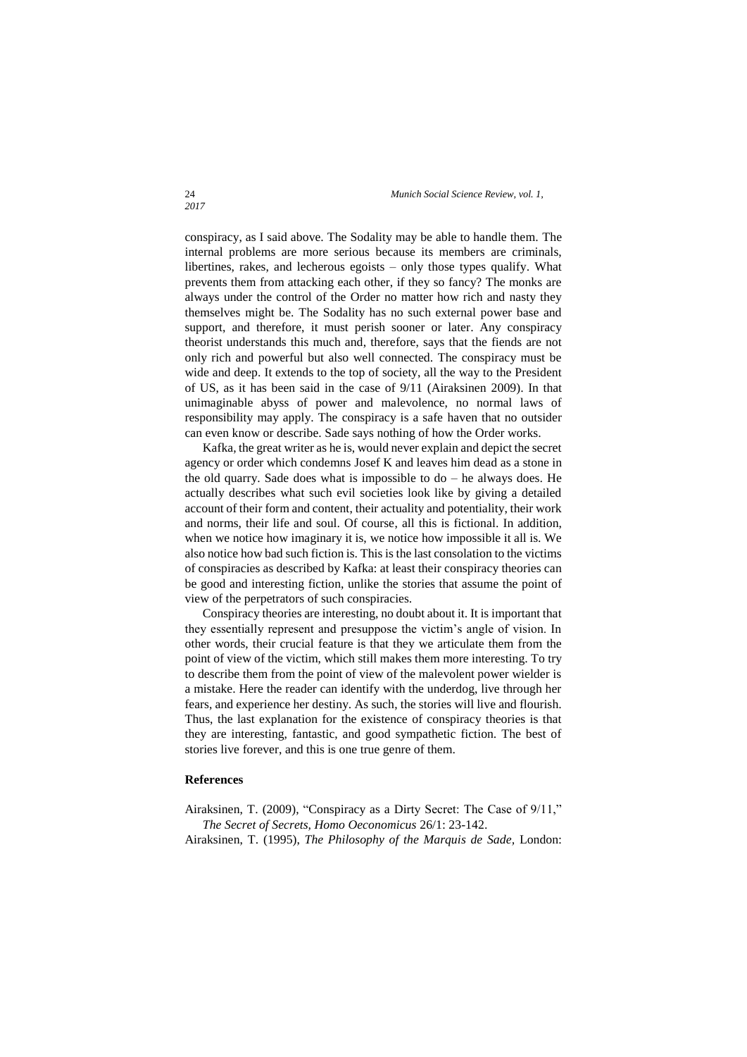conspiracy, as I said above. The Sodality may be able to handle them. The internal problems are more serious because its members are criminals, libertines, rakes, and lecherous egoists – only those types qualify. What prevents them from attacking each other, if they so fancy? The monks are always under the control of the Order no matter how rich and nasty they themselves might be. The Sodality has no such external power base and support, and therefore, it must perish sooner or later. Any conspiracy theorist understands this much and, therefore, says that the fiends are not only rich and powerful but also well connected. The conspiracy must be wide and deep. It extends to the top of society, all the way to the President of US, as it has been said in the case of 9/11 (Airaksinen 2009). In that unimaginable abyss of power and malevolence, no normal laws of responsibility may apply. The conspiracy is a safe haven that no outsider can even know or describe. Sade says nothing of how the Order works.

Kafka, the great writer as he is, would never explain and depict the secret agency or order which condemns Josef K and leaves him dead as a stone in the old quarry. Sade does what is impossible to do – he always does. He actually describes what such evil societies look like by giving a detailed account of their form and content, their actuality and potentiality, their work and norms, their life and soul. Of course, all this is fictional. In addition, when we notice how imaginary it is, we notice how impossible it all is. We also notice how bad such fiction is. This is the last consolation to the victims of conspiracies as described by Kafka: at least their conspiracy theories can be good and interesting fiction, unlike the stories that assume the point of view of the perpetrators of such conspiracies.

Conspiracy theories are interesting, no doubt about it. It is important that they essentially represent and presuppose the victim's angle of vision. In other words, their crucial feature is that they we articulate them from the point of view of the victim, which still makes them more interesting. To try to describe them from the point of view of the malevolent power wielder is a mistake. Here the reader can identify with the underdog, live through her fears, and experience her destiny. As such, the stories will live and flourish. Thus, the last explanation for the existence of conspiracy theories is that they are interesting, fantastic, and good sympathetic fiction. The best of stories live forever, and this is one true genre of them.

## References

Airaksinen, T. (2009), "Conspiracy as a Dirty Secret: The Case of 9/11," *The Secret of Secrets, Homo Oeconomicus* 26/1: 23-142.

Airaksinen, T. (1995), *The Philosophy of the Marquis de Sade*, London: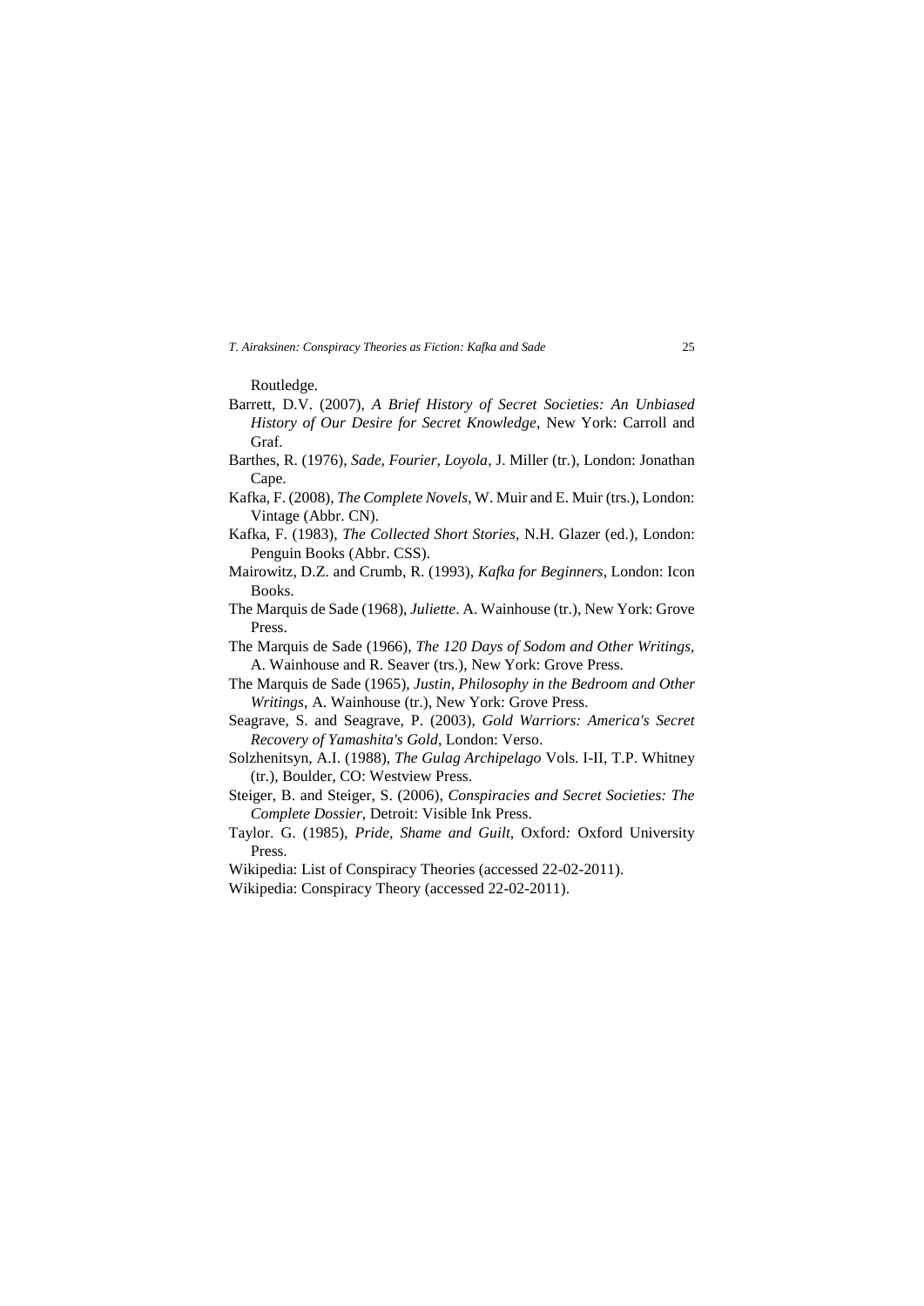Routledge.

Barrett, D.V. (2007), *A Brief History of Secret Societies: An Unbiased History of Our Desire for Secret Knowledge*, New York: Carroll and Graf.

Barthes, R. (1976), *Sade, Fourier, Loyola*, J. Miller (tr.), London: Jonathan Cape.

Kafka, F. (2008), *The Complete Novels*, W. Muir and E. Muir (trs.), London: Vintage (Abbr. CN).

Kafka, F. (1983), *The Collected Short Stories*, N.H. Glazer (ed.), London: Penguin Books (Abbr. CSS).

Mairowitz, D.Z. and Crumb, R. (1993), *Kafka for Beginners*, London: Icon Books.

The Marquis de Sade (1968), *Juliette*. A. Wainhouse (tr.), New York: Grove Press.

The Marquis de Sade (1966), *The 120 Days of Sodom and Other Writings*, A. Wainhouse and R. Seaver (trs.), New York: Grove Press.

The Marquis de Sade (1965), *Justin, Philosophy in the Bedroom and Other Writings*, A. Wainhouse (tr.), New York: Grove Press.

Seagrave, S. and Seagrave, P. (2003), *Gold Warriors: America's Secret Recovery of Yamashita's Gold*, London: Verso.

Solzhenitsyn, A.I. (1988), *The Gulag Archipelago* Vols. I-II, T.P. Whitney (tr.), Boulder, CO: Westview Press.

Steiger, B. and Steiger, S. (2006), *Conspiracies and Secret Societies: The Complete Dossier*, Detroit: Visible Ink Press.

Taylor. G. (1985), *Pride, Shame and Guilt*, Oxford*:* Oxford University Press.

Wikipedia: List of Conspiracy Theories (accessed 22-02-2011).

Wikipedia: Conspiracy Theory (accessed 22-02-2011).